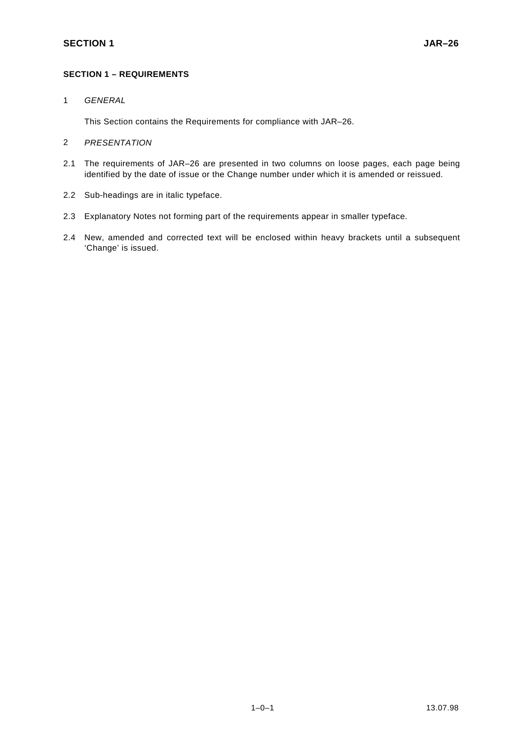## SECTION 1 – REQUIREMENTS

1 *GENERAL*

This Section contains the Requirements for compliance with JAR–26.

2 *PRESENTATION*

2.1 The requirements of JAR–26 are presented in two columns on loose pages, each page being identified by the date of issue or the Change number under which it is amended or reissued.

2.2 Sub-headings are in italic typeface.

2.3 Explanatory Notes not forming part of the requirements appear in smaller typeface.

2.4 New, amended and corrected text will be enclosed within heavy brackets until a subsequent 'Change' is issued.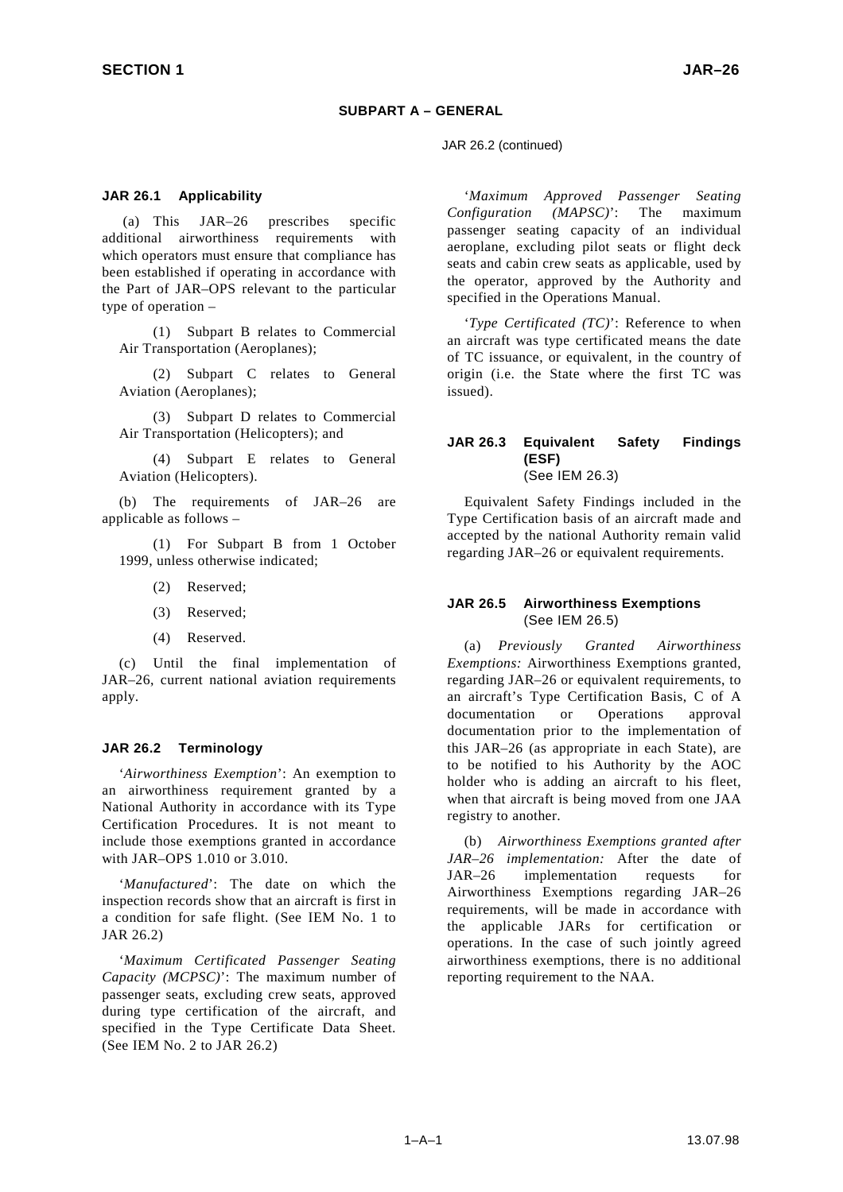## SUBPART A – GENERAL

### JAR 26.1 Applicability

(a) This JAR–26 prescribes specific additional airworthiness requirements with which operators must ensure that compliance has been established if operating in accordance with the Part of JAR–OPS relevant to the particular type of operation –

(1) Subpart B relates to Commercial Air Transportation (Aeroplanes);

(2) Subpart C relates to General Aviation (Aeroplanes);

(3) Subpart D relates to Commercial Air Transportation (Helicopters); and

(4) Subpart E relates to General Aviation (Helicopters).

(b) The requirements of JAR–26 are applicable as follows –

(1) For Subpart B from 1 October 1999, unless otherwise indicated;

(2) Reserved;

(3) Reserved;

(4) Reserved.

(c) Until the final implementation of JAR–26, current national aviation requirements apply.

### JAR 26.2 Terminology

'*Airworthiness Exemption*': An exemption to an airworthiness requirement granted by a National Authority in accordance with its Type Certification Procedures. It is not meant to include those exemptions granted in accordance with JAR–OPS 1.010 or 3.010.

'*Manufactured*': The date on which the inspection records show that an aircraft is first in a condition for safe flight. (See IEM No. 1 to JAR 26.2)

'*Maximum Certificated Passenger Seating Capacity (MCPSC)*': The maximum number of passenger seats, excluding crew seats, approved during type certification of the aircraft, and specified in the Type Certificate Data Sheet. (See IEM No. 2 to JAR 26.2)

JAR 26.2 (continued)

'*Maximum Approved Passenger Seating Configuration (MAPSC)*': The maximum passenger seating capacity of an individual aeroplane, excluding pilot seats or flight deck seats and cabin crew seats as applicable, used by the operator, approved by the Authority and specified in the Operations Manual.

'*Type Certificated (TC)*': Reference to when an aircraft was type certificated means the date of TC issuance, or equivalent, in the country of origin (i.e. the State where the first TC was issued).

### JAR 26.3 Equivalent Safety Findings (ESF)
(See IEM 26.3)

Equivalent Safety Findings included in the Type Certification basis of an aircraft made and accepted by the national Authority remain valid regarding JAR–26 or equivalent requirements.

### JAR 26.5 Airworthiness Exemptions
(See IEM 26.5)

(a) *Previously Granted Airworthiness Exemptions:* Airworthiness Exemptions granted, regarding JAR–26 or equivalent requirements, to an aircraft's Type Certification Basis, C of A documentation or Operations approval documentation prior to the implementation of this JAR–26 (as appropriate in each State), are to be notified to his Authority by the AOC holder who is adding an aircraft to his fleet, when that aircraft is being moved from one JAA registry to another.

(b) *Airworthiness Exemptions granted after JAR–26 implementation:* After the date of JAR–26 implementation requests for Airworthiness Exemptions regarding JAR–26 requirements, will be made in accordance with the applicable JARs for certification or operations. In the case of such jointly agreed airworthiness exemptions, there is no additional reporting requirement to the NAA.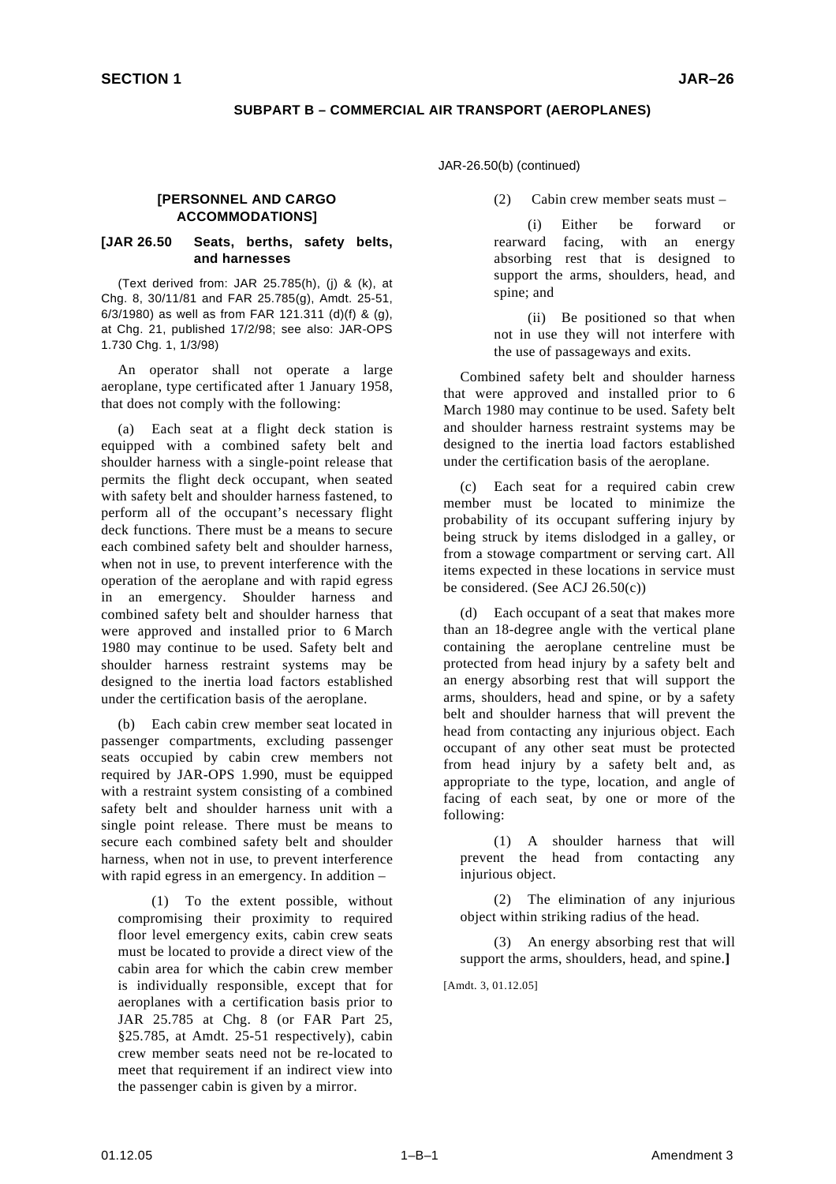## SUBPART B – COMMERCIAL AIR TRANSPORT (AEROPLANES)

### [PERSONNEL AND CARGO ACCOMMODATIONS]

### [JAR 26.50 Seats, berths, safety belts, and harnesses

(Text derived from: JAR 25.785(h), (j) & (k), at Chg. 8, 30/11/81 and FAR 25.785(g), Amdt. 25-51, 6/3/1980) as well as from FAR 121.311 (d)(f) & (g), at Chg. 21, published 17/2/98; see also: JAR-OPS 1.730 Chg. 1, 1/3/98)

An operator shall not operate a large aeroplane, type certificated after 1 January 1958, that does not comply with the following:

(a) Each seat at a flight deck station is equipped with a combined safety belt and shoulder harness with a single-point release that permits the flight deck occupant, when seated with safety belt and shoulder harness fastened, to perform all of the occupant's necessary flight deck functions. There must be a means to secure each combined safety belt and shoulder harness, when not in use, to prevent interference with the operation of the aeroplane and with rapid egress in an emergency. Shoulder harness and combined safety belt and shoulder harness that were approved and installed prior to 6 March 1980 may continue to be used. Safety belt and shoulder harness restraint systems may be designed to the inertia load factors established under the certification basis of the aeroplane.

(b) Each cabin crew member seat located in passenger compartments, excluding passenger seats occupied by cabin crew members not required by JAR-OPS 1.990, must be equipped with a restraint system consisting of a combined safety belt and shoulder harness unit with a single point release. There must be means to secure each combined safety belt and shoulder harness, when not in use, to prevent interference with rapid egress in an emergency. In addition –

(1) To the extent possible, without compromising their proximity to required floor level emergency exits, cabin crew seats must be located to provide a direct view of the cabin area for which the cabin crew member is individually responsible, except that for aeroplanes with a certification basis prior to JAR 25.785 at Chg. 8 (or FAR Part 25, §25.785, at Amdt. 25-51 respectively), cabin crew member seats need not be re-located to meet that requirement if an indirect view into the passenger cabin is given by a mirror.

JAR-26.50(b) (continued)

(2) Cabin crew member seats must –

(i) Either be forward or rearward facing, with an energy absorbing rest that is designed to support the arms, shoulders, head, and spine; and

(ii) Be positioned so that when not in use they will not interfere with the use of passageways and exits.

Combined safety belt and shoulder harness that were approved and installed prior to 6 March 1980 may continue to be used. Safety belt and shoulder harness restraint systems may be designed to the inertia load factors established under the certification basis of the aeroplane.

(c) Each seat for a required cabin crew member must be located to minimize the probability of its occupant suffering injury by being struck by items dislodged in a galley, or from a stowage compartment or serving cart. All items expected in these locations in service must be considered. (See ACJ 26.50(c))

(d) Each occupant of a seat that makes more than an 18-degree angle with the vertical plane containing the aeroplane centreline must be protected from head injury by a safety belt and an energy absorbing rest that will support the arms, shoulders, head and spine, or by a safety belt and shoulder harness that will prevent the head from contacting any injurious object. Each occupant of any other seat must be protected from head injury by a safety belt and, as appropriate to the type, location, and angle of facing of each seat, by one or more of the following:

(1) A shoulder harness that will prevent the head from contacting any injurious object.

(2) The elimination of any injurious object within striking radius of the head.

(3) An energy absorbing rest that will support the arms, shoulders, head, and spine.]

[Amdt. 3, 01.12.05]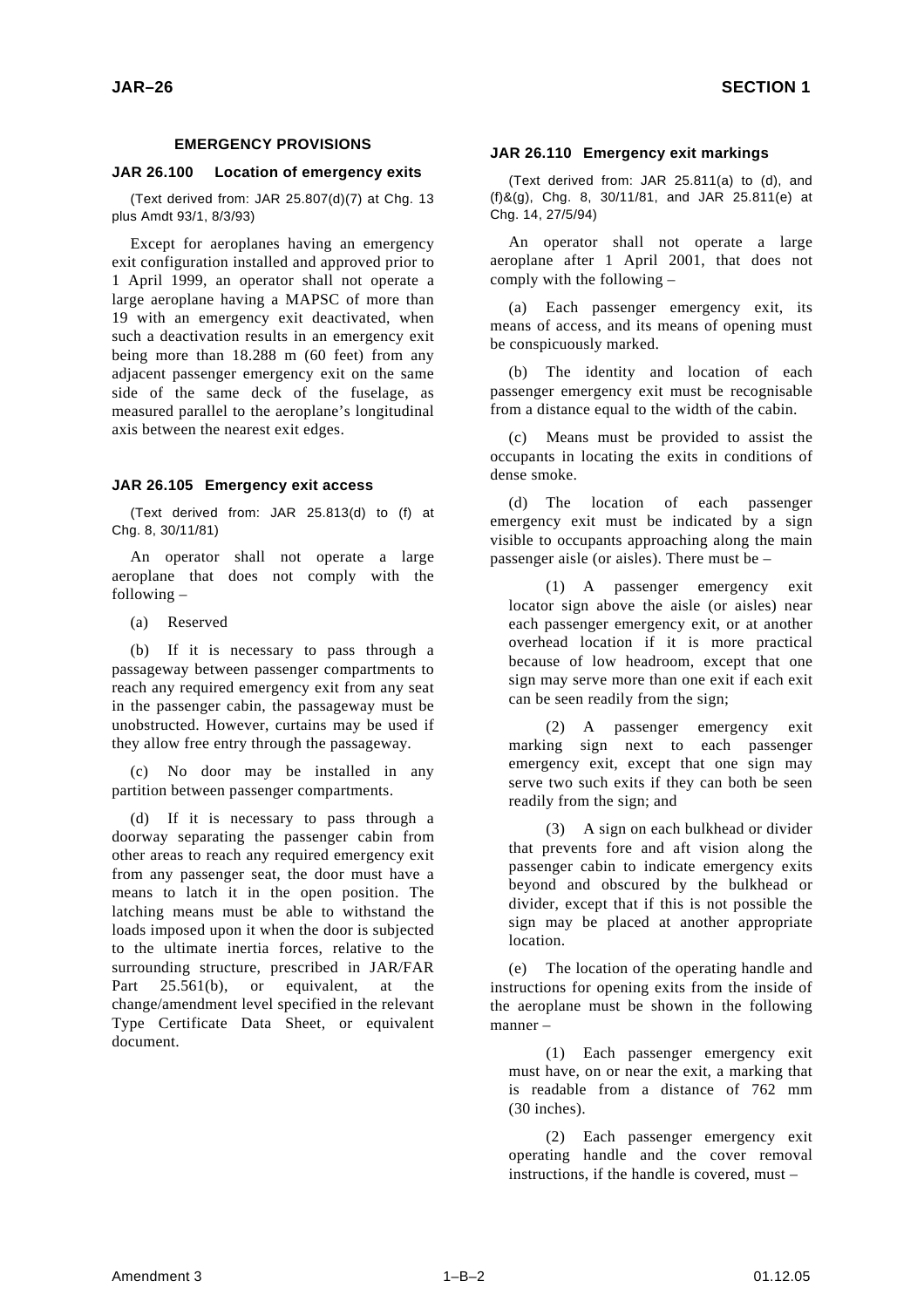## EMERGENCY PROVISIONS

### JAR 26.100 Location of emergency exits

(Text derived from: JAR 25.807(d)(7) at Chg. 13 plus Amdt 93/1, 8/3/93)

Except for aeroplanes having an emergency exit configuration installed and approved prior to 1 April 1999, an operator shall not operate a large aeroplane having a MAPSC of more than 19 with an emergency exit deactivated, when such a deactivation results in an emergency exit being more than 18.288 m (60 feet) from any adjacent passenger emergency exit on the same side of the same deck of the fuselage, as measured parallel to the aeroplane's longitudinal axis between the nearest exit edges.

### JAR 26.105 Emergency exit access

(Text derived from: JAR 25.813(d) to (f) at Chg. 8, 30/11/81)

An operator shall not operate a large aeroplane that does not comply with the following –

(a) Reserved

(b) If it is necessary to pass through a passageway between passenger compartments to reach any required emergency exit from any seat in the passenger cabin, the passageway must be unobstructed. However, curtains may be used if they allow free entry through the passageway.

(c) No door may be installed in any partition between passenger compartments.

(d) If it is necessary to pass through a doorway separating the passenger cabin from other areas to reach any required emergency exit from any passenger seat, the door must have a means to latch it in the open position. The latching means must be able to withstand the loads imposed upon it when the door is subjected to the ultimate inertia forces, relative to the surrounding structure, prescribed in JAR/FAR Part 25.561(b), or equivalent, at the change/amendment level specified in the relevant Type Certificate Data Sheet, or equivalent document.

### JAR 26.110 Emergency exit markings

(Text derived from: JAR 25.811(a) to (d), and (f)&(g), Chg. 8, 30/11/81, and JAR 25.811(e) at Chg. 14, 27/5/94)

An operator shall not operate a large aeroplane after 1 April 2001, that does not comply with the following –

(a) Each passenger emergency exit, its means of access, and its means of opening must be conspicuously marked.

(b) The identity and location of each passenger emergency exit must be recognisable from a distance equal to the width of the cabin.

(c) Means must be provided to assist the occupants in locating the exits in conditions of dense smoke.

(d) The location of each passenger emergency exit must be indicated by a sign visible to occupants approaching along the main passenger aisle (or aisles). There must be –

(1) A passenger emergency exit locator sign above the aisle (or aisles) near each passenger emergency exit, or at another overhead location if it is more practical because of low headroom, except that one sign may serve more than one exit if each exit can be seen readily from the sign;

(2) A passenger emergency exit marking sign next to each passenger emergency exit, except that one sign may serve two such exits if they can both be seen readily from the sign; and

(3) A sign on each bulkhead or divider that prevents fore and aft vision along the passenger cabin to indicate emergency exits beyond and obscured by the bulkhead or divider, except that if this is not possible the sign may be placed at another appropriate location.

(e) The location of the operating handle and instructions for opening exits from the inside of the aeroplane must be shown in the following manner –

(1) Each passenger emergency exit must have, on or near the exit, a marking that is readable from a distance of 762 mm (30 inches).

(2) Each passenger emergency exit operating handle and the cover removal instructions, if the handle is covered, must –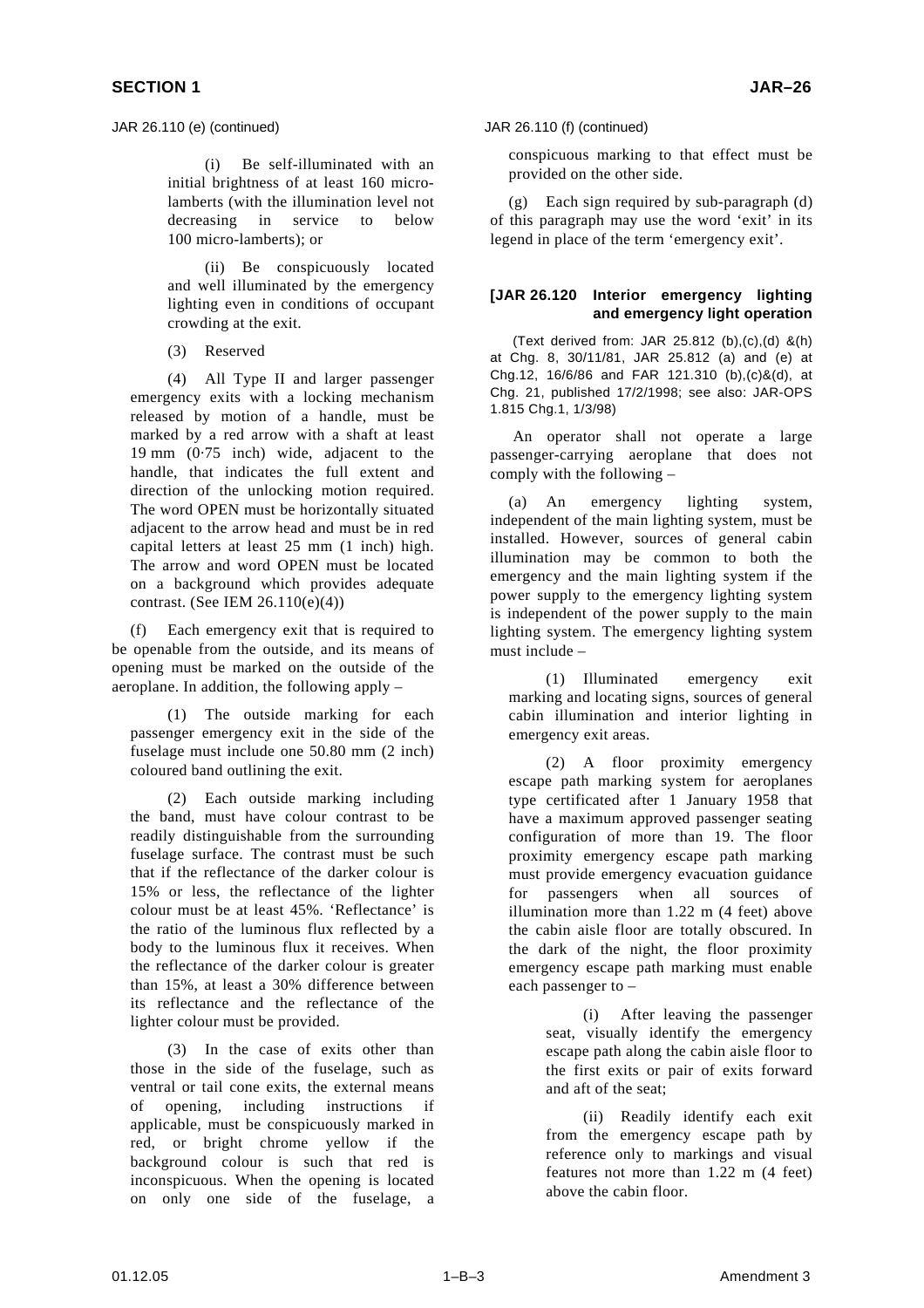JAR 26.110 (e) (continued)

(i) Be self-illuminated with an initial brightness of at least 160 micro-lamberts (with the illumination level not decreasing in service to below 100 micro-lamberts); or

(ii) Be conspicuously located and well illuminated by the emergency lighting even in conditions of occupant crowding at the exit.

(3) Reserved

(4) All Type II and larger passenger emergency exits with a locking mechanism released by motion of a handle, must be marked by a red arrow with a shaft at least 19 mm (0·75 inch) wide, adjacent to the handle, that indicates the full extent and direction of the unlocking motion required. The word OPEN must be horizontally situated adjacent to the arrow head and must be in red capital letters at least 25 mm (1 inch) high. The arrow and word OPEN must be located on a background which provides adequate contrast. (See IEM 26.110(e)(4))

(f) Each emergency exit that is required to be openable from the outside, and its means of opening must be marked on the outside of the aeroplane. In addition, the following apply –

(1) The outside marking for each passenger emergency exit in the side of the fuselage must include one 50.80 mm (2 inch) coloured band outlining the exit.

(2) Each outside marking including the band, must have colour contrast to be readily distinguishable from the surrounding fuselage surface. The contrast must be such that if the reflectance of the darker colour is 15% or less, the reflectance of the lighter colour must be at least 45%. 'Reflectance' is the ratio of the luminous flux reflected by a body to the luminous flux it receives. When the reflectance of the darker colour is greater than 15%, at least a 30% difference between its reflectance and the reflectance of the lighter colour must be provided.

(3) In the case of exits other than those in the side of the fuselage, such as ventral or tail cone exits, the external means of opening, including instructions if applicable, must be conspicuously marked in red, or bright chrome yellow if the background colour is such that red is inconspicuous. When the opening is located on only one side of the fuselage, a conspicuous marking to that effect must be provided on the other side.

(g) Each sign required by sub-paragraph (d) of this paragraph may use the word 'exit' in its legend in place of the term 'emergency exit'.

## [JAR 26.120 Interior emergency lighting and emergency light operation

(Text derived from: JAR 25.812 (b),(c),(d) &(h) at Chg. 8, 30/11/81, JAR 25.812 (a) and (e) at Chg.12, 16/6/86 and FAR 121.310 (b),(c)&(d), at Chg. 21, published 17/2/1998; see also: JAR-OPS 1.815 Chg.1, 1/3/98)

An operator shall not operate a large passenger-carrying aeroplane that does not comply with the following –

(a) An emergency lighting system, independent of the main lighting system, must be installed. However, sources of general cabin illumination may be common to both the emergency and the main lighting system if the power supply to the emergency lighting system is independent of the power supply to the main lighting system. The emergency lighting system must include –

(1) Illuminated emergency exit marking and locating signs, sources of general cabin illumination and interior lighting in emergency exit areas.

(2) A floor proximity emergency escape path marking system for aeroplanes type certificated after 1 January 1958 that have a maximum approved passenger seating configuration of more than 19. The floor proximity emergency escape path marking must provide emergency evacuation guidance for passengers when all sources of illumination more than 1.22 m (4 feet) above the cabin aisle floor are totally obscured. In the dark of the night, the floor proximity emergency escape path marking must enable each passenger to –

(i) After leaving the passenger seat, visually identify the emergency escape path along the cabin aisle floor to the first exits or pair of exits forward and aft of the seat;

(ii) Readily identify each exit from the emergency escape path by reference only to markings and visual features not more than 1.22 m (4 feet) above the cabin floor.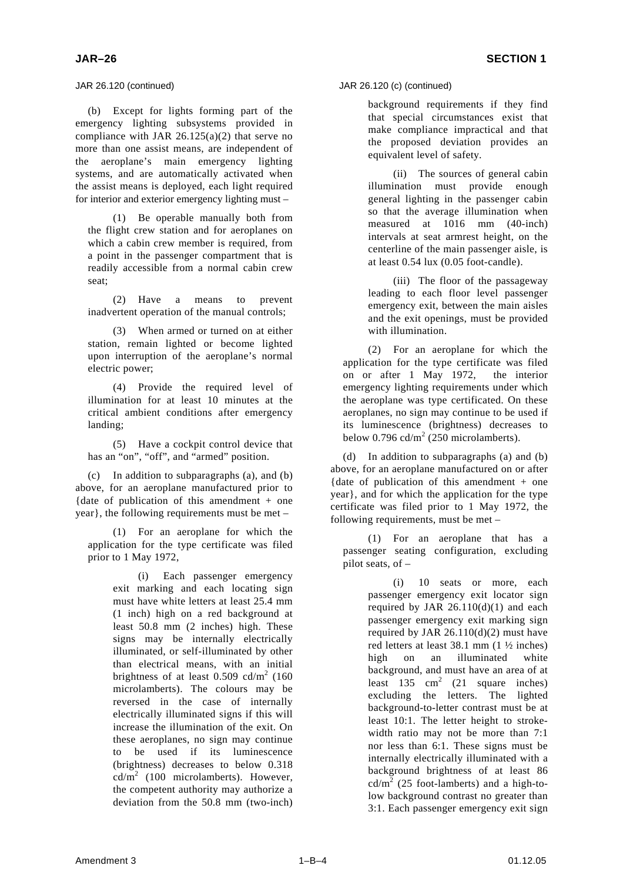JAR 26.120 (continued)

(b) Except for lights forming part of the emergency lighting subsystems provided in compliance with JAR 26.125(a)(2) that serve no more than one assist means, are independent of the aeroplane's main emergency lighting systems, and are automatically activated when the assist means is deployed, each light required for interior and exterior emergency lighting must –

(1) Be operable manually both from the flight crew station and for aeroplanes on which a cabin crew member is required, from a point in the passenger compartment that is readily accessible from a normal cabin crew seat;

(2) Have a means to prevent inadvertent operation of the manual controls;

(3) When armed or turned on at either station, remain lighted or become lighted upon interruption of the aeroplane's normal electric power;

(4) Provide the required level of illumination for at least 10 minutes at the critical ambient conditions after emergency landing;

(5) Have a cockpit control device that has an "on", "off", and "armed" position.

(c) In addition to subparagraphs (a), and (b) above, for an aeroplane manufactured prior to {date of publication of this amendment + one year}, the following requirements must be met –

(1) For an aeroplane for which the application for the type certificate was filed prior to 1 May 1972,

(i) Each passenger emergency exit marking and each locating sign must have white letters at least 25.4 mm (1 inch) high on a red background at least 50.8 mm (2 inches) high. These signs may be internally electrically illuminated, or self-illuminated by other than electrical means, with an initial brightness of at least 0.509 cd/m$^2$ (160 microlamberts). The colours may be reversed in the case of internally electrically illuminated signs if this will increase the illumination of the exit. On these aeroplanes, no sign may continue to be used if its luminescence (brightness) decreases to below 0.318 cd/m$^2$ (100 microlamberts). However, the competent authority may authorize a deviation from the 50.8 mm (two-inch) background requirements if they find that special circumstances exist that make compliance impractical and that the proposed deviation provides an equivalent level of safety.

(ii) The sources of general cabin illumination must provide enough general lighting in the passenger cabin so that the average illumination when measured at 1016 mm (40-inch) intervals at seat armrest height, on the centerline of the main passenger aisle, is at least 0.54 lux (0.05 foot-candle).

(iii) The floor of the passageway leading to each floor level passenger emergency exit, between the main aisles and the exit openings, must be provided with illumination.

(2) For an aeroplane for which the application for the type certificate was filed on or after 1 May 1972, the interior emergency lighting requirements under which the aeroplane was type certificated. On these aeroplanes, no sign may continue to be used if its luminescence (brightness) decreases to below 0.796 cd/m$^2$ (250 microlamberts).

(d) In addition to subparagraphs (a) and (b) above, for an aeroplane manufactured on or after {date of publication of this amendment + one year}, and for which the application for the type certificate was filed prior to 1 May 1972, the following requirements, must be met –

(1) For an aeroplane that has a passenger seating configuration, excluding pilot seats, of –

(i) 10 seats or more, each passenger emergency exit locator sign required by JAR 26.110(d)(1) and each passenger emergency exit marking sign required by JAR 26.110(d)(2) must have red letters at least 38.1 mm (1 ½ inches) high on an illuminated white background, and must have an area of at least 135 cm$^2$ (21 square inches) excluding the letters. The lighted background-to-letter contrast must be at least 10:1. The letter height to stroke-width ratio may not be more than 7:1 nor less than 6:1. These signs must be internally electrically illuminated with a background brightness of at least 86 cd/m$^2$ (25 foot-lamberts) and a high-to-low background contrast no greater than 3:1. Each passenger emergency exit sign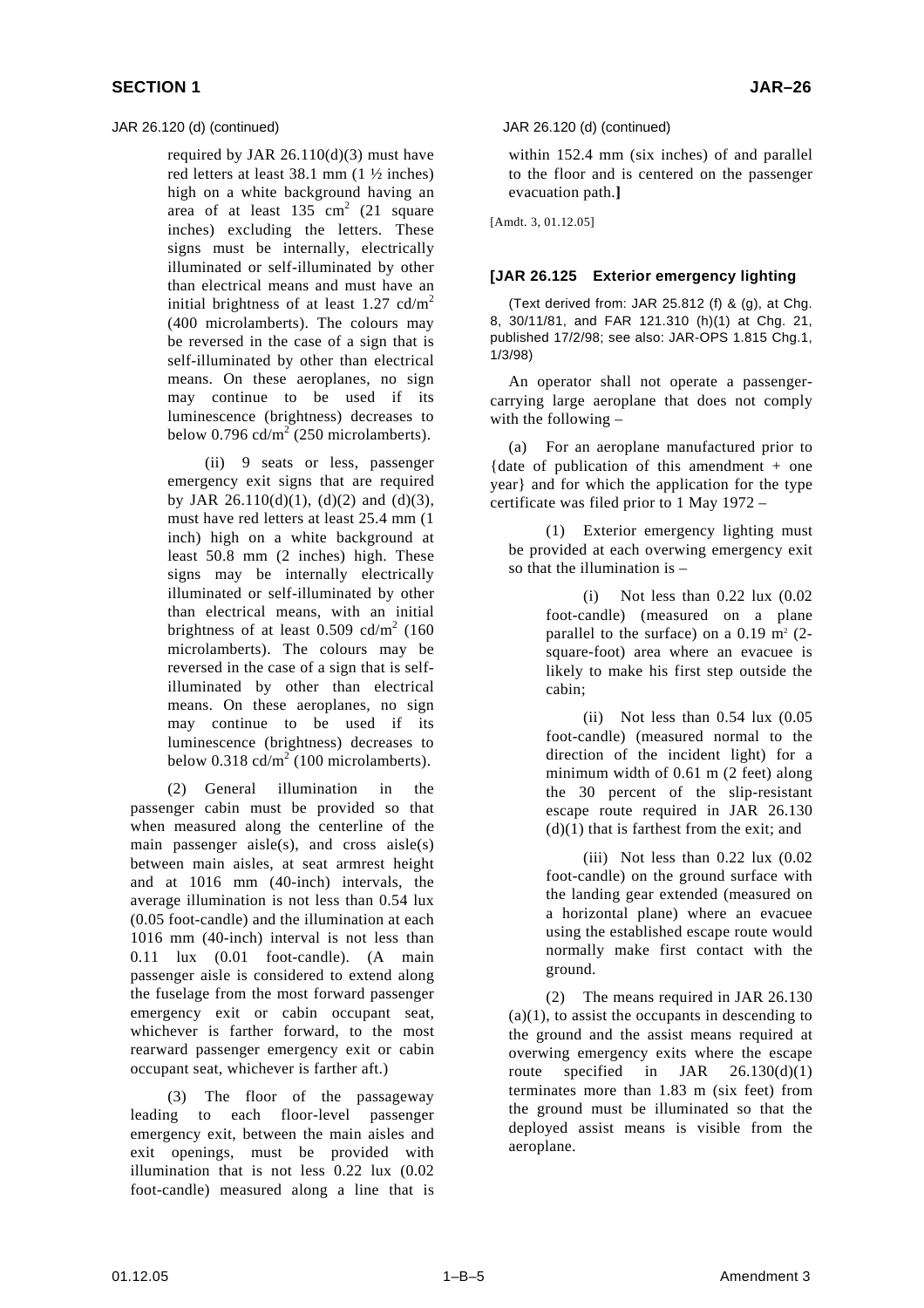JAR 26.120 (d) (continued)

required by JAR 26.110(d)(3) must have red letters at least 38.1 mm (1 ½ inches) high on a white background having an area of at least 135 $cm^2$ (21 square inches) excluding the letters. These signs must be internally, electrically illuminated or self-illuminated by other than electrical means and must have an initial brightness of at least 1.27 $cd/m^2$ (400 microlamberts). The colours may be reversed in the case of a sign that is self-illuminated by other than electrical means. On these aeroplanes, no sign may continue to be used if its luminescence (brightness) decreases to below 0.796 $cd/m^2$ (250 microlamberts).

(ii) 9 seats or less, passenger emergency exit signs that are required by JAR 26.110(d)(1), (d)(2) and (d)(3), must have red letters at least 25.4 mm (1 inch) high on a white background at least 50.8 mm (2 inches) high. These signs may be internally electrically illuminated or self-illuminated by other than electrical means, with an initial brightness of at least 0.509 $cd/m^2$ (160 microlamberts). The colours may be reversed in the case of a sign that is self-illuminated by other than electrical means. On these aeroplanes, no sign may continue to be used if its luminescence (brightness) decreases to below 0.318 $cd/m^2$ (100 microlamberts).

(2) General illumination in the passenger cabin must be provided so that when measured along the centerline of the main passenger aisle(s), and cross aisle(s) between main aisles, at seat armrest height and at 1016 mm (40-inch) intervals, the average illumination is not less than 0.54 lux (0.05 foot-candle) and the illumination at each 1016 mm (40-inch) interval is not less than 0.11 lux (0.01 foot-candle). (A main passenger aisle is considered to extend along the fuselage from the most forward passenger emergency exit or cabin occupant seat, whichever is farther forward, to the most rearward passenger emergency exit or cabin occupant seat, whichever is farther aft.)

(3) The floor of the passageway leading to each floor-level passenger emergency exit, between the main aisles and exit openings, must be provided with illumination that is not less 0.22 lux (0.02 foot-candle) measured along a line that is within 152.4 mm (six inches) of and parallel to the floor and is centered on the passenger evacuation path.]

[Amdt. 3, 01.12.05]

## [JAR 26.125 Exterior emergency lighting

(Text derived from: JAR 25.812 (f) & (g), at Chg. 8, 30/11/81, and FAR 121.310 (h)(1) at Chg. 21, published 17/2/98; see also: JAR-OPS 1.815 Chg.1, 1/3/98)

An operator shall not operate a passenger-carrying large aeroplane that does not comply with the following –

(a) For an aeroplane manufactured prior to {date of publication of this amendment + one year} and for which the application for the type certificate was filed prior to 1 May 1972 –

(1) Exterior emergency lighting must be provided at each overwing emergency exit so that the illumination is –

(i) Not less than 0.22 lux (0.02 foot-candle) (measured on a plane parallel to the surface) on a 0.19 $m^2$ (2-square-foot) area where an evacuee is likely to make his first step outside the cabin;

(ii) Not less than 0.54 lux (0.05 foot-candle) (measured normal to the direction of the incident light) for a minimum width of 0.61 m (2 feet) along the 30 percent of the slip-resistant escape route required in JAR 26.130 (d)(1) that is farthest from the exit; and

(iii) Not less than 0.22 lux (0.02 foot-candle) on the ground surface with the landing gear extended (measured on a horizontal plane) where an evacuee using the established escape route would normally make first contact with the ground.

(2) The means required in JAR 26.130 (a)(1), to assist the occupants in descending to the ground and the assist means required at overwing emergency exits where the escape route specified in JAR 26.130(d)(1) terminates more than 1.83 m (six feet) from the ground must be illuminated so that the deployed assist means is visible from the aeroplane.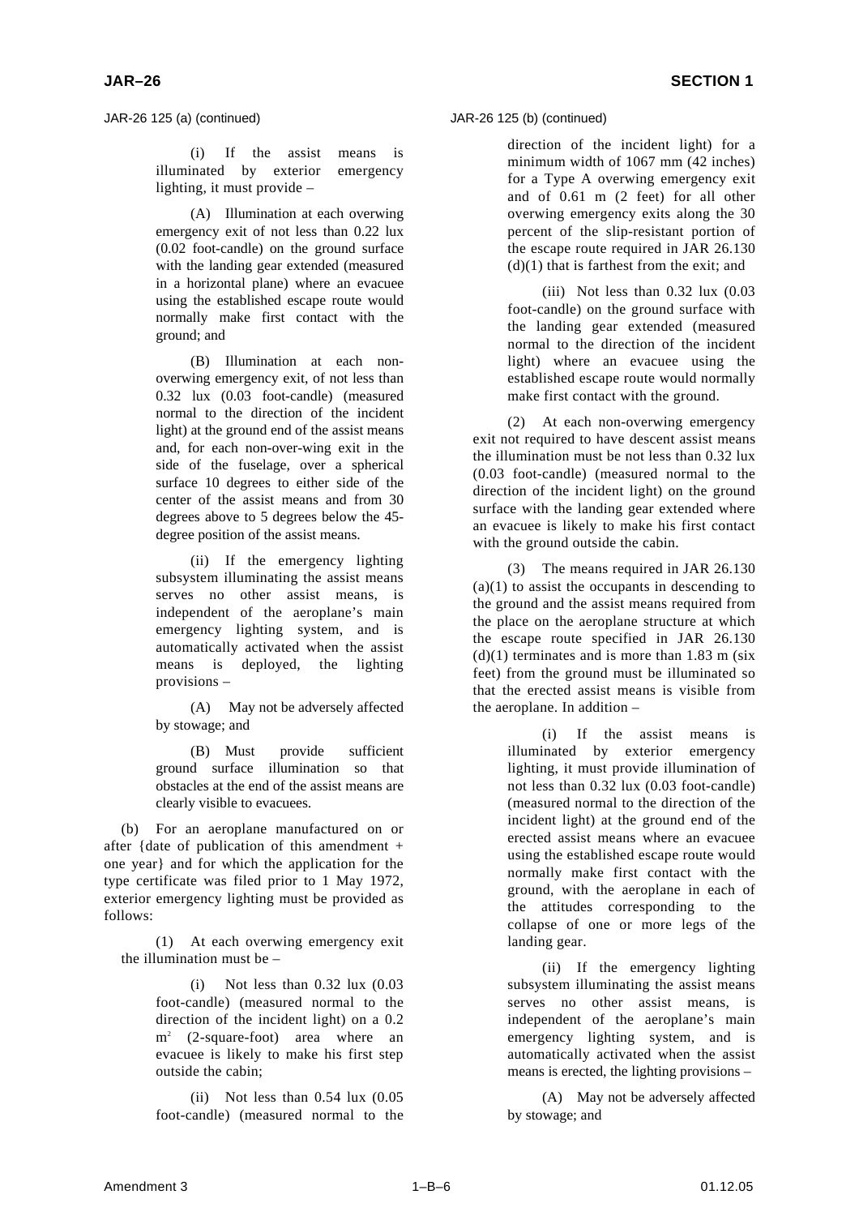JAR-26 125 (a) (continued)

(i) If the assist means is illuminated by exterior emergency lighting, it must provide –

(A) Illumination at each overwing emergency exit of not less than 0.22 lux (0.02 foot-candle) on the ground surface with the landing gear extended (measured in a horizontal plane) where an evacuee using the established escape route would normally make first contact with the ground; and

(B) Illumination at each non-overwing emergency exit, of not less than 0.32 lux (0.03 foot-candle) (measured normal to the direction of the incident light) at the ground end of the assist means and, for each non-over-wing exit in the side of the fuselage, over a spherical surface 10 degrees to either side of the center of the assist means and from 30 degrees above to 5 degrees below the 45-degree position of the assist means.

(ii) If the emergency lighting subsystem illuminating the assist means serves no other assist means, is independent of the aeroplane's main emergency lighting system, and is automatically activated when the assist means is deployed, the lighting provisions –

(A) May not be adversely affected by stowage; and

(B) Must provide sufficient ground surface illumination so that obstacles at the end of the assist means are clearly visible to evacuees.

(b) For an aeroplane manufactured on or after {date of publication of this amendment + one year} and for which the application for the type certificate was filed prior to 1 May 1972, exterior emergency lighting must be provided as follows:

(1) At each overwing emergency exit the illumination must be –

(i) Not less than 0.32 lux (0.03 foot-candle) (measured normal to the direction of the incident light) on a 0.2 $m^2$ (2-square-foot) area where an evacuee is likely to make his first step outside the cabin;

(ii) Not less than 0.54 lux (0.05 foot-candle) (measured normal to the

JAR-26 125 (b) (continued)

direction of the incident light) for a minimum width of 1067 mm (42 inches) for a Type A overwing emergency exit and of 0.61 m (2 feet) for all other overwing emergency exits along the 30 percent of the slip-resistant portion of the escape route required in JAR 26.130 (d)(1) that is farthest from the exit; and

(iii) Not less than 0.32 lux (0.03 foot-candle) on the ground surface with the landing gear extended (measured normal to the direction of the incident light) where an evacuee using the established escape route would normally make first contact with the ground.

(2) At each non-overwing emergency exit not required to have descent assist means the illumination must be not less than 0.32 lux (0.03 foot-candle) (measured normal to the direction of the incident light) on the ground surface with the landing gear extended where an evacuee is likely to make his first contact with the ground outside the cabin.

(3) The means required in JAR 26.130 (a)(1) to assist the occupants in descending to the ground and the assist means required from the place on the aeroplane structure at which the escape route specified in JAR 26.130 (d)(1) terminates and is more than 1.83 m (six feet) from the ground must be illuminated so that the erected assist means is visible from the aeroplane. In addition –

(i) If the assist means is illuminated by exterior emergency lighting, it must provide illumination of not less than 0.32 lux (0.03 foot-candle) (measured normal to the direction of the incident light) at the ground end of the erected assist means where an evacuee using the established escape route would normally make first contact with the ground, with the aeroplane in each of the attitudes corresponding to the collapse of one or more legs of the landing gear.

(ii) If the emergency lighting subsystem illuminating the assist means serves no other assist means, is independent of the aeroplane's main emergency lighting system, and is automatically activated when the assist means is erected, the lighting provisions –

(A) May not be adversely affected by stowage; and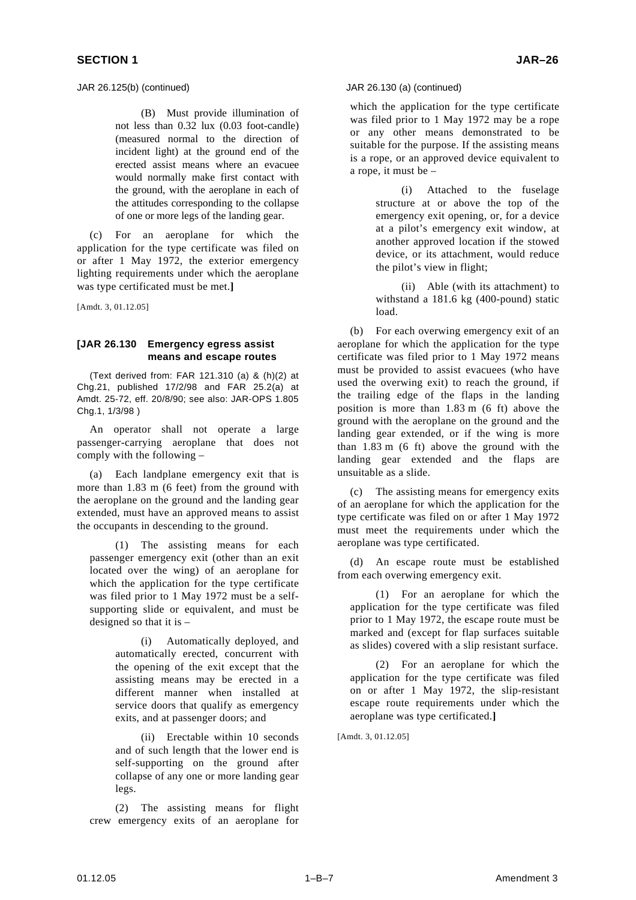JAR 26.125(b) (continued)

(B) Must provide illumination of not less than 0.32 lux (0.03 foot-candle) (measured normal to the direction of incident light) at the ground end of the erected assist means where an evacuee would normally make first contact with the ground, with the aeroplane in each of the attitudes corresponding to the collapse of one or more legs of the landing gear.

(c) For an aeroplane for which the application for the type certificate was filed on or after 1 May 1972, the exterior emergency lighting requirements under which the aeroplane was type certificated must be met.]

[Amdt. 3, 01.12.05]

### [JAR 26.130 Emergency egress assist means and escape routes

(Text derived from: FAR 121.310 (a) & (h)(2) at Chg.21, published 17/2/98 and FAR 25.2(a) at Amdt. 25-72, eff. 20/8/90; see also: JAR-OPS 1.805 Chg.1, 1/3/98 )

An operator shall not operate a large passenger-carrying aeroplane that does not comply with the following –

(a) Each landplane emergency exit that is more than 1.83 m (6 feet) from the ground with the aeroplane on the ground and the landing gear extended, must have an approved means to assist the occupants in descending to the ground.

(1) The assisting means for each passenger emergency exit (other than an exit located over the wing) of an aeroplane for which the application for the type certificate was filed prior to 1 May 1972 must be a self-supporting slide or equivalent, and must be designed so that it is –

(i) Automatically deployed, and automatically erected, concurrent with the opening of the exit except that the assisting means may be erected in a different manner when installed at service doors that qualify as emergency exits, and at passenger doors; and

(ii) Erectable within 10 seconds and of such length that the lower end is self-supporting on the ground after collapse of any one or more landing gear legs.

(2) The assisting means for flight crew emergency exits of an aeroplane for which the application for the type certificate was filed prior to 1 May 1972 may be a rope or any other means demonstrated to be suitable for the purpose. If the assisting means is a rope, or an approved device equivalent to a rope, it must be –

(i) Attached to the fuselage structure at or above the top of the emergency exit opening, or, for a device at a pilot's emergency exit window, at another approved location if the stowed device, or its attachment, would reduce the pilot's view in flight;

(ii) Able (with its attachment) to withstand a 181.6 kg (400-pound) static load.

(b) For each overwing emergency exit of an aeroplane for which the application for the type certificate was filed prior to 1 May 1972 means must be provided to assist evacuees (who have used the overwing exit) to reach the ground, if the trailing edge of the flaps in the landing position is more than 1.83 m (6 ft) above the ground with the aeroplane on the ground and the landing gear extended, or if the wing is more than 1.83 m (6 ft) above the ground with the landing gear extended and the flaps are unsuitable as a slide.

(c) The assisting means for emergency exits of an aeroplane for which the application for the type certificate was filed on or after 1 May 1972 must meet the requirements under which the aeroplane was type certificated.

(d) An escape route must be established from each overwing emergency exit.

(1) For an aeroplane for which the application for the type certificate was filed prior to 1 May 1972, the escape route must be marked and (except for flap surfaces suitable as slides) covered with a slip resistant surface.

(2) For an aeroplane for which the application for the type certificate was filed on or after 1 May 1972, the slip-resistant escape route requirements under which the aeroplane was type certificated.]

[Amdt. 3, 01.12.05]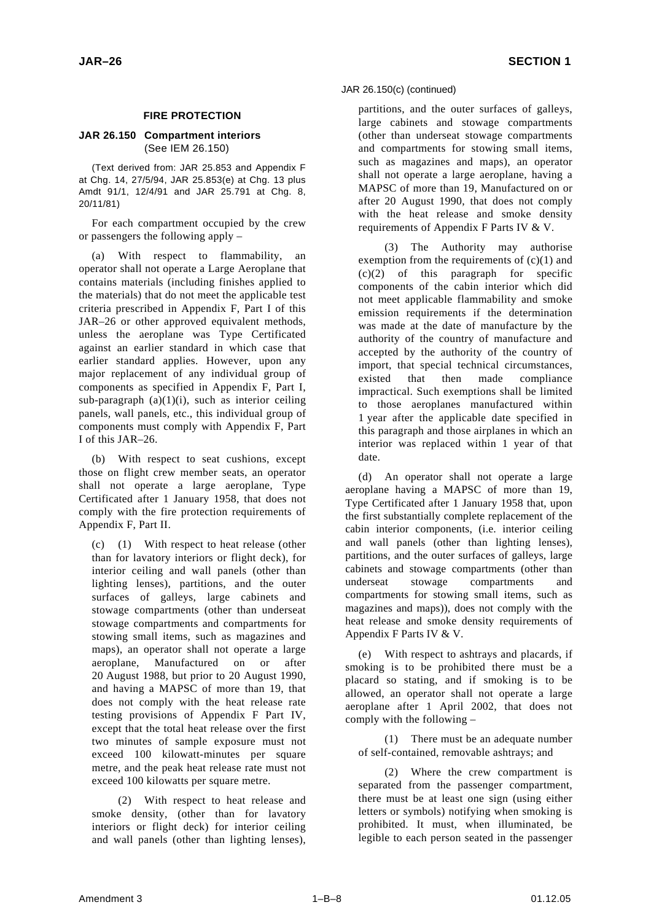## FIRE PROTECTION

### JAR 26.150 Compartment interiors
(See IEM 26.150)

(Text derived from: JAR 25.853 and Appendix F at Chg. 14, 27/5/94, JAR 25.853(e) at Chg. 13 plus Amdt 91/1, 12/4/91 and JAR 25.791 at Chg. 8, 20/11/81)

For each compartment occupied by the crew or passengers the following apply –

(a) With respect to flammability, an operator shall not operate a Large Aeroplane that contains materials (including finishes applied to the materials) that do not meet the applicable test criteria prescribed in Appendix F, Part I of this JAR–26 or other approved equivalent methods, unless the aeroplane was Type Certificated against an earlier standard in which case that earlier standard applies. However, upon any major replacement of any individual group of components as specified in Appendix F, Part I, sub-paragraph (a)(1)(i), such as interior ceiling panels, wall panels, etc., this individual group of components must comply with Appendix F, Part I of this JAR–26.

(b) With respect to seat cushions, except those on flight crew member seats, an operator shall not operate a large aeroplane, Type Certificated after 1 January 1958, that does not comply with the fire protection requirements of Appendix F, Part II.

(c) (1) With respect to heat release (other than for lavatory interiors or flight deck), for interior ceiling and wall panels (other than lighting lenses), partitions, and the outer surfaces of galleys, large cabinets and stowage compartments (other than underseat stowage compartments and compartments for stowing small items, such as magazines and maps), an operator shall not operate a large aeroplane, Manufactured on or after 20 August 1988, but prior to 20 August 1990, and having a MAPSC of more than 19, that does not comply with the heat release rate testing provisions of Appendix F Part IV, except that the total heat release over the first two minutes of sample exposure must not exceed 100 kilowatt-minutes per square metre, and the peak heat release rate must not exceed 100 kilowatts per square metre.

(2) With respect to heat release and smoke density, (other than for lavatory interiors or flight deck) for interior ceiling and wall panels (other than lighting lenses), partitions, and the outer surfaces of galleys, large cabinets and stowage compartments (other than underseat stowage compartments and compartments for stowing small items, such as magazines and maps), an operator shall not operate a large aeroplane, having a MAPSC of more than 19, Manufactured on or after 20 August 1990, that does not comply with the heat release and smoke density requirements of Appendix F Parts IV & V.

(3) The Authority may authorise exemption from the requirements of (c)(1) and (c)(2) of this paragraph for specific components of the cabin interior which did not meet applicable flammability and smoke emission requirements if the determination was made at the date of manufacture by the authority of the country of manufacture and accepted by the authority of the country of import, that special technical circumstances, existed that then made compliance impractical. Such exemptions shall be limited to those aeroplanes manufactured within 1 year after the applicable date specified in this paragraph and those airplanes in which an interior was replaced within 1 year of that date.

(d) An operator shall not operate a large aeroplane having a MAPSC of more than 19, Type Certificated after 1 January 1958 that, upon the first substantially complete replacement of the cabin interior components, (i.e. interior ceiling and wall panels (other than lighting lenses), partitions, and the outer surfaces of galleys, large cabinets and stowage compartments (other than underseat stowage compartments and compartments for stowing small items, such as magazines and maps)), does not comply with the heat release and smoke density requirements of Appendix F Parts IV & V.

(e) With respect to ashtrays and placards, if smoking is to be prohibited there must be a placard so stating, and if smoking is to be allowed, an operator shall not operate a large aeroplane after 1 April 2002, that does not comply with the following –

(1) There must be an adequate number of self-contained, removable ashtrays; and

(2) Where the crew compartment is separated from the passenger compartment, there must be at least one sign (using either letters or symbols) notifying when smoking is prohibited. It must, when illuminated, be legible to each person seated in the passenger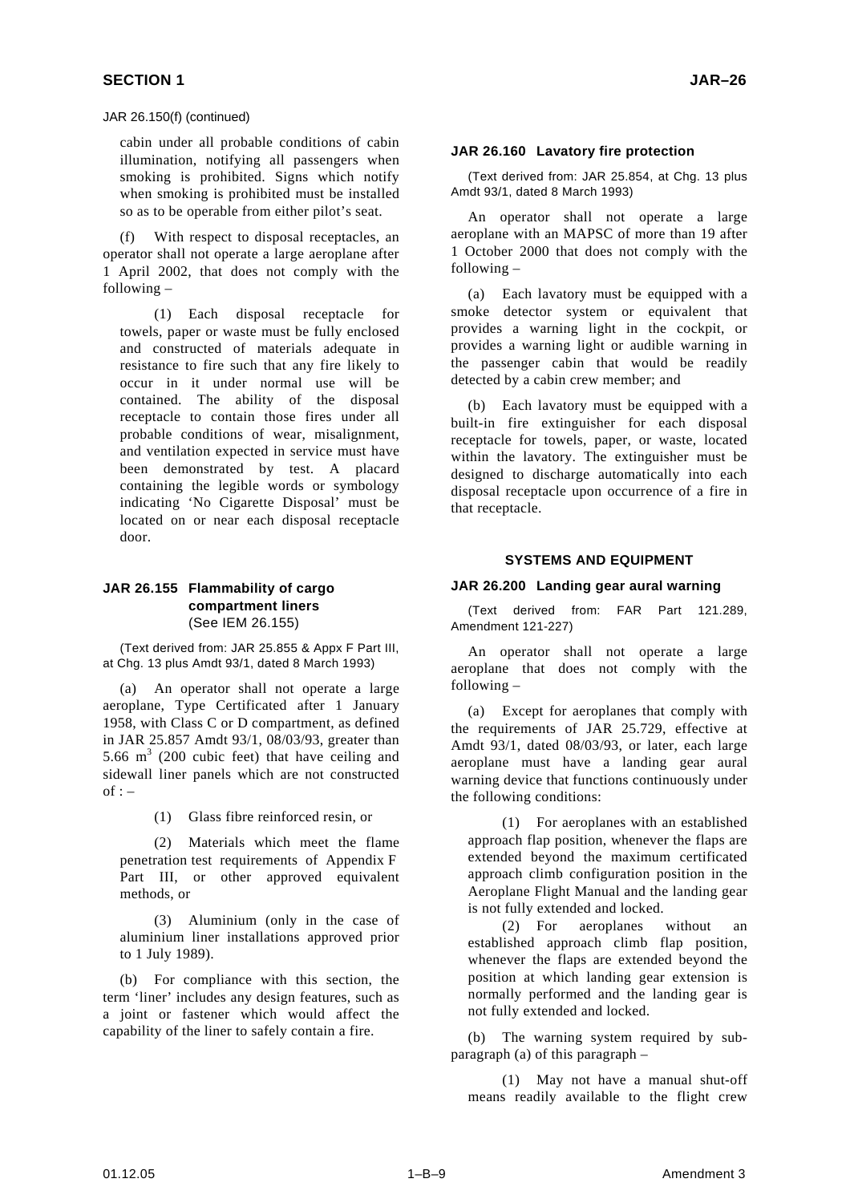JAR 26.150(f) (continued)

cabin under all probable conditions of cabin illumination, notifying all passengers when smoking is prohibited. Signs which notify when smoking is prohibited must be installed so as to be operable from either pilot's seat.

(f) With respect to disposal receptacles, an operator shall not operate a large aeroplane after 1 April 2002, that does not comply with the following –

(1) Each disposal receptacle for towels, paper or waste must be fully enclosed and constructed of materials adequate in resistance to fire such that any fire likely to occur in it under normal use will be contained. The ability of the disposal receptacle to contain those fires under all probable conditions of wear, misalignment, and ventilation expected in service must have been demonstrated by test. A placard containing the legible words or symbology indicating 'No Cigarette Disposal' must be located on or near each disposal receptacle door.

### JAR 26.155 Flammability of cargo compartment liners
(See IEM 26.155)

(Text derived from: JAR 25.855 & Appx F Part III, at Chg. 13 plus Amdt 93/1, dated 8 March 1993)

(a) An operator shall not operate a large aeroplane, Type Certificated after 1 January 1958, with Class C or D compartment, as defined in JAR 25.857 Amdt 93/1, 08/03/93, greater than 5.66 $m^3$ (200 cubic feet) that have ceiling and sidewall liner panels which are not constructed of : –

(1) Glass fibre reinforced resin, or

(2) Materials which meet the flame penetration test requirements of Appendix F Part III, or other approved equivalent methods, or

(3) Aluminium (only in the case of aluminium liner installations approved prior to 1 July 1989).

(b) For compliance with this section, the term 'liner' includes any design features, such as a joint or fastener which would affect the capability of the liner to safely contain a fire.

### JAR 26.160 Lavatory fire protection

(Text derived from: JAR 25.854, at Chg. 13 plus Amdt 93/1, dated 8 March 1993)

An operator shall not operate a large aeroplane with an MAPSC of more than 19 after 1 October 2000 that does not comply with the following –

(a) Each lavatory must be equipped with a smoke detector system or equivalent that provides a warning light in the cockpit, or provides a warning light or audible warning in the passenger cabin that would be readily detected by a cabin crew member; and

(b) Each lavatory must be equipped with a built-in fire extinguisher for each disposal receptacle for towels, paper, or waste, located within the lavatory. The extinguisher must be designed to discharge automatically into each disposal receptacle upon occurrence of a fire in that receptacle.

## SYSTEMS AND EQUIPMENT

### JAR 26.200 Landing gear aural warning

(Text derived from: FAR Part 121.289, Amendment 121-227)

An operator shall not operate a large aeroplane that does not comply with the following –

(a) Except for aeroplanes that comply with the requirements of JAR 25.729, effective at Amdt 93/1, dated 08/03/93, or later, each large aeroplane must have a landing gear aural warning device that functions continuously under the following conditions:

(1) For aeroplanes with an established approach flap position, whenever the flaps are extended beyond the maximum certificated approach climb configuration position in the Aeroplane Flight Manual and the landing gear is not fully extended and locked.

(2) For aeroplanes without an established approach climb flap position, whenever the flaps are extended beyond the position at which landing gear extension is normally performed and the landing gear is not fully extended and locked.

(b) The warning system required by sub-paragraph (a) of this paragraph –

(1) May not have a manual shut-off means readily available to the flight crew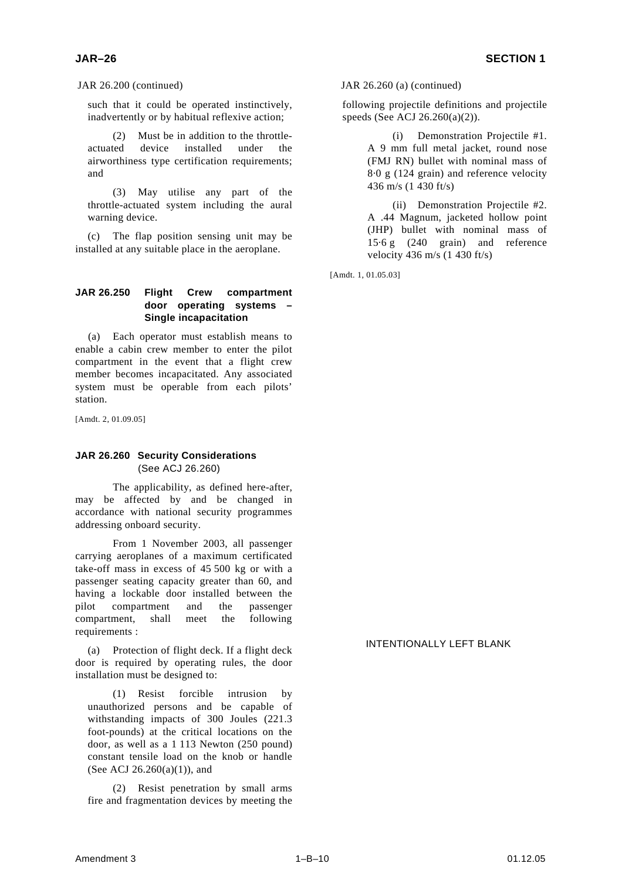JAR 26.200 (continued)

such that it could be operated instinctively, inadvertently or by habitual reflexive action;

(2) Must be in addition to the throttle-actuated device installed under the airworthiness type certification requirements; and

(3) May utilise any part of the throttle-actuated system including the aural warning device.

(c) The flap position sensing unit may be installed at any suitable place in the aeroplane.

## JAR 26.250 Flight Crew compartment door operating systems – Single incapacitation

(a) Each operator must establish means to enable a cabin crew member to enter the pilot compartment in the event that a flight crew member becomes incapacitated. Any associated system must be operable from each pilots' station.

[Amdt. 2, 01.09.05]

## JAR 26.260 Security Considerations (See ACJ 26.260)

The applicability, as defined here-after, may be affected by and be changed in accordance with national security programmes addressing onboard security.

From 1 November 2003, all passenger carrying aeroplanes of a maximum certificated take-off mass in excess of 45 500 kg or with a passenger seating capacity greater than 60, and having a lockable door installed between the pilot compartment and the passenger compartment, shall meet the following requirements :

(a) Protection of flight deck. If a flight deck door is required by operating rules, the door installation must be designed to:

(1) Resist forcible intrusion by unauthorized persons and be capable of withstanding impacts of 300 Joules (221.3 foot-pounds) at the critical locations on the door, as well as a 1 113 Newton (250 pound) constant tensile load on the knob or handle (See ACJ 26.260(a)(1)), and

(2) Resist penetration by small arms fire and fragmentation devices by meeting the following projectile definitions and projectile speeds (See ACJ 26.260(a)(2)).

(i) Demonstration Projectile #1. A 9 mm full metal jacket, round nose (FMJ RN) bullet with nominal mass of 8·0 g (124 grain) and reference velocity 436 m/s (1 430 ft/s)

(ii) Demonstration Projectile #2. A .44 Magnum, jacketed hollow point (JHP) bullet with nominal mass of 15·6 g (240 grain) and reference velocity 436 m/s (1 430 ft/s)

[Amdt. 1, 01.05.03]

INTENTIONALLY LEFT BLANK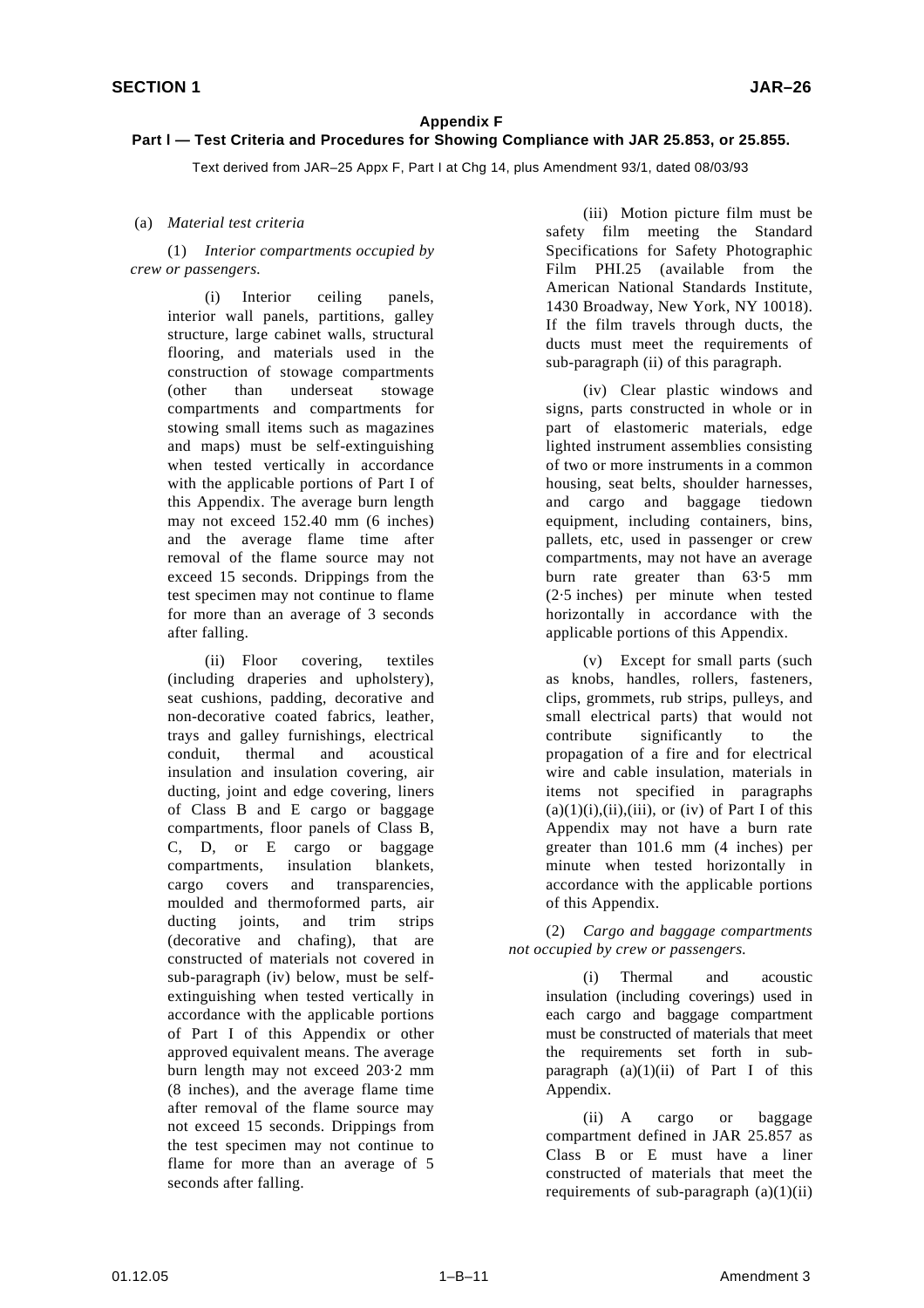## Appendix F

### Part I — Test Criteria and Procedures for Showing Compliance with JAR 25.853, or 25.855.

Text derived from JAR–25 Appx F, Part I at Chg 14, plus Amendment 93/1, dated 08/03/93

(a) *Material test criteria*

(1) *Interior compartments occupied by crew or passengers.*

(i) Interior ceiling panels, interior wall panels, partitions, galley structure, large cabinet walls, structural flooring, and materials used in the construction of stowage compartments (other than underseat stowage compartments and compartments for stowing small items such as magazines and maps) must be self-extinguishing when tested vertically in accordance with the applicable portions of Part I of this Appendix. The average burn length may not exceed 152.40 mm (6 inches) and the average flame time after removal of the flame source may not exceed 15 seconds. Drippings from the test specimen may not continue to flame for more than an average of 3 seconds after falling.

(ii) Floor covering, textiles (including draperies and upholstery), seat cushions, padding, decorative and non-decorative coated fabrics, leather, trays and galley furnishings, electrical conduit, thermal and acoustical insulation and insulation covering, air ducting, joint and edge covering, liners of Class B and E cargo or baggage compartments, floor panels of Class B, C, D, or E cargo or baggage compartments, insulation blankets, cargo covers and transparencies, moulded and thermoformed parts, air ducting joints, and trim strips (decorative and chafing), that are constructed of materials not covered in sub-paragraph (iv) below, must be self-extinguishing when tested vertically in accordance with the applicable portions of Part I of this Appendix or other approved equivalent means. The average burn length may not exceed 203·2 mm (8 inches), and the average flame time after removal of the flame source may not exceed 15 seconds. Drippings from the test specimen may not continue to flame for more than an average of 5 seconds after falling.

(iii) Motion picture film must be safety film meeting the Standard Specifications for Safety Photographic Film PHI.25 (available from the American National Standards Institute, 1430 Broadway, New York, NY 10018). If the film travels through ducts, the ducts must meet the requirements of sub-paragraph (ii) of this paragraph.

(iv) Clear plastic windows and signs, parts constructed in whole or in part of elastomeric materials, edge lighted instrument assemblies consisting of two or more instruments in a common housing, seat belts, shoulder harnesses, and cargo and baggage tiedown equipment, including containers, bins, pallets, etc, used in passenger or crew compartments, may not have an average burn rate greater than 63·5 mm (2·5 inches) per minute when tested horizontally in accordance with the applicable portions of this Appendix.

(v) Except for small parts (such as knobs, handles, rollers, fasteners, clips, grommets, rub strips, pulleys, and small electrical parts) that would not contribute significantly to the propagation of a fire and for electrical wire and cable insulation, materials in items not specified in paragraphs (a)(1)(i),(ii),(iii), or (iv) of Part I of this Appendix may not have a burn rate greater than 101.6 mm (4 inches) per minute when tested horizontally in accordance with the applicable portions of this Appendix.

(2) *Cargo and baggage compartments not occupied by crew or passengers.*

(i) Thermal and acoustic insulation (including coverings) used in each cargo and baggage compartment must be constructed of materials that meet the requirements set forth in sub-paragraph (a)(1)(ii) of Part I of this Appendix.

(ii) A cargo or baggage compartment defined in JAR 25.857 as Class B or E must have a liner constructed of materials that meet the requirements of sub-paragraph (a)(1)(ii)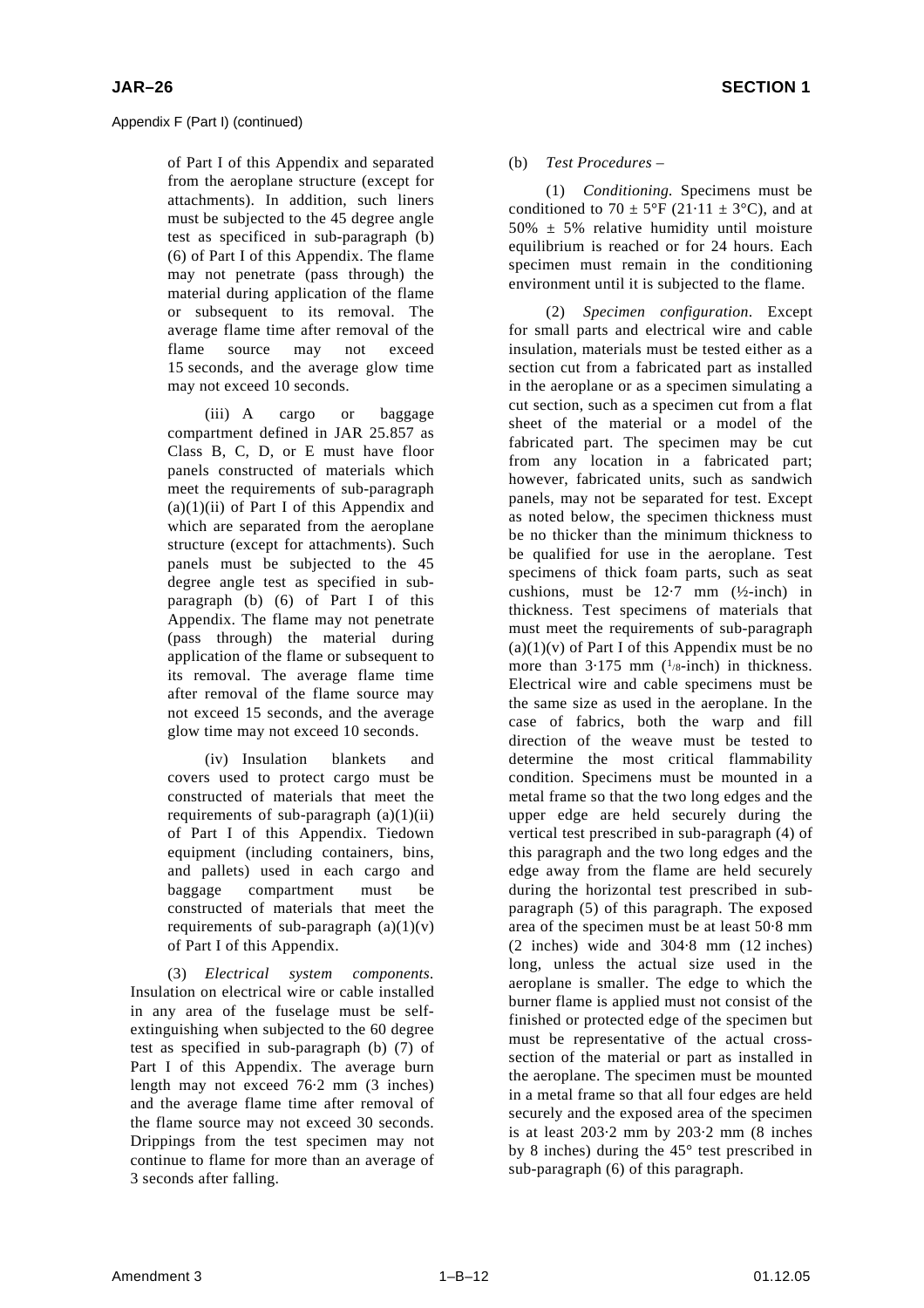Appendix F (Part I) (continued)

of Part I of this Appendix and separated from the aeroplane structure (except for attachments). In addition, such liners must be subjected to the 45 degree angle test as specificed in sub-paragraph (b) (6) of Part I of this Appendix. The flame may not penetrate (pass through) the material during application of the flame or subsequent to its removal. The average flame time after removal of the flame source may not exceed 15 seconds, and the average glow time may not exceed 10 seconds.

(iii) A cargo or baggage compartment defined in JAR 25.857 as Class B, C, D, or E must have floor panels constructed of materials which meet the requirements of sub-paragraph (a)(1)(ii) of Part I of this Appendix and which are separated from the aeroplane structure (except for attachments). Such panels must be subjected to the 45 degree angle test as specified in sub-paragraph (b) (6) of Part I of this Appendix. The flame may not penetrate (pass through) the material during application of the flame or subsequent to its removal. The average flame time after removal of the flame source may not exceed 15 seconds, and the average glow time may not exceed 10 seconds.

(iv) Insulation blankets and covers used to protect cargo must be constructed of materials that meet the requirements of sub-paragraph (a)(1)(ii) of Part I of this Appendix. Tiedown equipment (including containers, bins, and pallets) used in each cargo and baggage compartment must be constructed of materials that meet the requirements of sub-paragraph (a)(1)(v) of Part I of this Appendix.

(3) *Electrical system components.* Insulation on electrical wire or cable installed in any area of the fuselage must be self-extinguishing when subjected to the 60 degree test as specified in sub-paragraph (b) (7) of Part I of this Appendix. The average burn length may not exceed 76·2 mm (3 inches) and the average flame time after removal of the flame source may not exceed 30 seconds. Drippings from the test specimen may not continue to flame for more than an average of 3 seconds after falling.

(b) *Test Procedures* –

(1) *Conditioning.* Specimens must be conditioned to 70 ± 5°F (21·11 ± 3°C), and at 50% ± 5% relative humidity until moisture equilibrium is reached or for 24 hours. Each specimen must remain in the conditioning environment until it is subjected to the flame.

(2) *Specimen configuration*. Except for small parts and electrical wire and cable insulation, materials must be tested either as a section cut from a fabricated part as installed in the aeroplane or as a specimen simulating a cut section, such as a specimen cut from a flat sheet of the material or a model of the fabricated part. The specimen may be cut from any location in a fabricated part; however, fabricated units, such as sandwich panels, may not be separated for test. Except as noted below, the specimen thickness must be no thicker than the minimum thickness to be qualified for use in the aeroplane. Test specimens of thick foam parts, such as seat cushions, must be 12·7 mm (½-inch) in thickness. Test specimens of materials that must meet the requirements of sub-paragraph (a)(1)(v) of Part I of this Appendix must be no more than 3·175 mm (1/8-inch) in thickness. Electrical wire and cable specimens must be the same size as used in the aeroplane. In the case of fabrics, both the warp and fill direction of the weave must be tested to determine the most critical flammability condition. Specimens must be mounted in a metal frame so that the two long edges and the upper edge are held securely during the vertical test prescribed in sub-paragraph (4) of this paragraph and the two long edges and the edge away from the flame are held securely during the horizontal test prescribed in sub-paragraph (5) of this paragraph. The exposed area of the specimen must be at least 50·8 mm (2 inches) wide and 304·8 mm (12 inches) long, unless the actual size used in the aeroplane is smaller. The edge to which the burner flame is applied must not consist of the finished or protected edge of the specimen but must be representative of the actual cross-section of the material or part as installed in the aeroplane. The specimen must be mounted in a metal frame so that all four edges are held securely and the exposed area of the specimen is at least 203·2 mm by 203·2 mm (8 inches by 8 inches) during the 45° test prescribed in sub-paragraph (6) of this paragraph.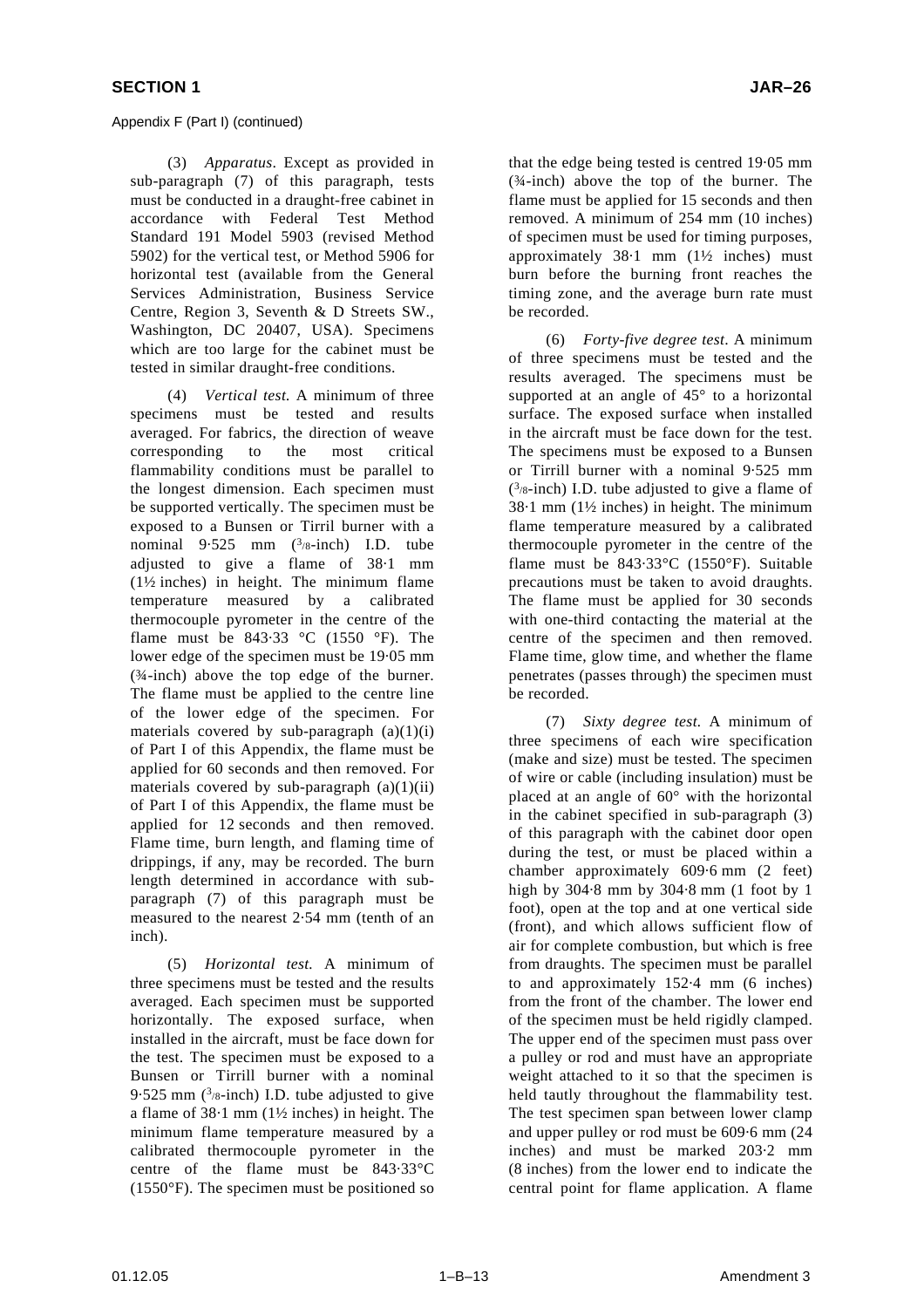Appendix F (Part I) (continued)

(3) *Apparatus*. Except as provided in sub-paragraph (7) of this paragraph, tests must be conducted in a draught-free cabinet in accordance with Federal Test Method Standard 191 Model 5903 (revised Method 5902) for the vertical test, or Method 5906 for horizontal test (available from the General Services Administration, Business Service Centre, Region 3, Seventh & D Streets SW., Washington, DC 20407, USA). Specimens which are too large for the cabinet must be tested in similar draught-free conditions.

(4) *Vertical test.* A minimum of three specimens must be tested and results averaged. For fabrics, the direction of weave corresponding to the most critical flammability conditions must be parallel to the longest dimension. Each specimen must be supported vertically. The specimen must be exposed to a Bunsen or Tirril burner with a nominal 9·525 mm (3/8-inch) I.D. tube adjusted to give a flame of 38·1 mm (1½ inches) in height. The minimum flame temperature measured by a calibrated thermocouple pyrometer in the centre of the flame must be 843·33 °C (1550 °F). The lower edge of the specimen must be 19·05 mm (¾-inch) above the top edge of the burner. The flame must be applied to the centre line of the lower edge of the specimen. For materials covered by sub-paragraph (a)(1)(i) of Part I of this Appendix, the flame must be applied for 60 seconds and then removed. For materials covered by sub-paragraph (a)(1)(ii) of Part I of this Appendix, the flame must be applied for 12 seconds and then removed. Flame time, burn length, and flaming time of drippings, if any, may be recorded. The burn length determined in accordance with sub-paragraph (7) of this paragraph must be measured to the nearest 2·54 mm (tenth of an inch).

(5) *Horizontal test.* A minimum of three specimens must be tested and the results averaged. Each specimen must be supported horizontally. The exposed surface, when installed in the aircraft, must be face down for the test. The specimen must be exposed to a Bunsen or Tirrill burner with a nominal 9·525 mm (3/8-inch) I.D. tube adjusted to give a flame of 38·1 mm (1½ inches) in height. The minimum flame temperature measured by a calibrated thermocouple pyrometer in the centre of the flame must be 843·33°C (1550°F). The specimen must be positioned so that the edge being tested is centred 19·05 mm (¾-inch) above the top of the burner. The flame must be applied for 15 seconds and then removed. A minimum of 254 mm (10 inches) of specimen must be used for timing purposes, approximately 38·1 mm (1½ inches) must burn before the burning front reaches the timing zone, and the average burn rate must be recorded.

(6) *Forty-five degree test*. A minimum of three specimens must be tested and the results averaged. The specimens must be supported at an angle of 45° to a horizontal surface. The exposed surface when installed in the aircraft must be face down for the test. The specimens must be exposed to a Bunsen or Tirrill burner with a nominal 9·525 mm (3/8-inch) I.D. tube adjusted to give a flame of 38·1 mm (1½ inches) in height. The minimum flame temperature measured by a calibrated thermocouple pyrometer in the centre of the flame must be 843·33°C (1550°F). Suitable precautions must be taken to avoid draughts. The flame must be applied for 30 seconds with one-third contacting the material at the centre of the specimen and then removed. Flame time, glow time, and whether the flame penetrates (passes through) the specimen must be recorded.

(7) *Sixty degree test.* A minimum of three specimens of each wire specification (make and size) must be tested. The specimen of wire or cable (including insulation) must be placed at an angle of 60° with the horizontal in the cabinet specified in sub-paragraph (3) of this paragraph with the cabinet door open during the test, or must be placed within a chamber approximately 609·6 mm (2 feet) high by 304·8 mm by 304·8 mm (1 foot by 1 foot), open at the top and at one vertical side (front), and which allows sufficient flow of air for complete combustion, but which is free from draughts. The specimen must be parallel to and approximately 152·4 mm (6 inches) from the front of the chamber. The lower end of the specimen must be held rigidly clamped. The upper end of the specimen must pass over a pulley or rod and must have an appropriate weight attached to it so that the specimen is held tautly throughout the flammability test. The test specimen span between lower clamp and upper pulley or rod must be 609·6 mm (24 inches) and must be marked 203·2 mm (8 inches) from the lower end to indicate the central point for flame application. A flame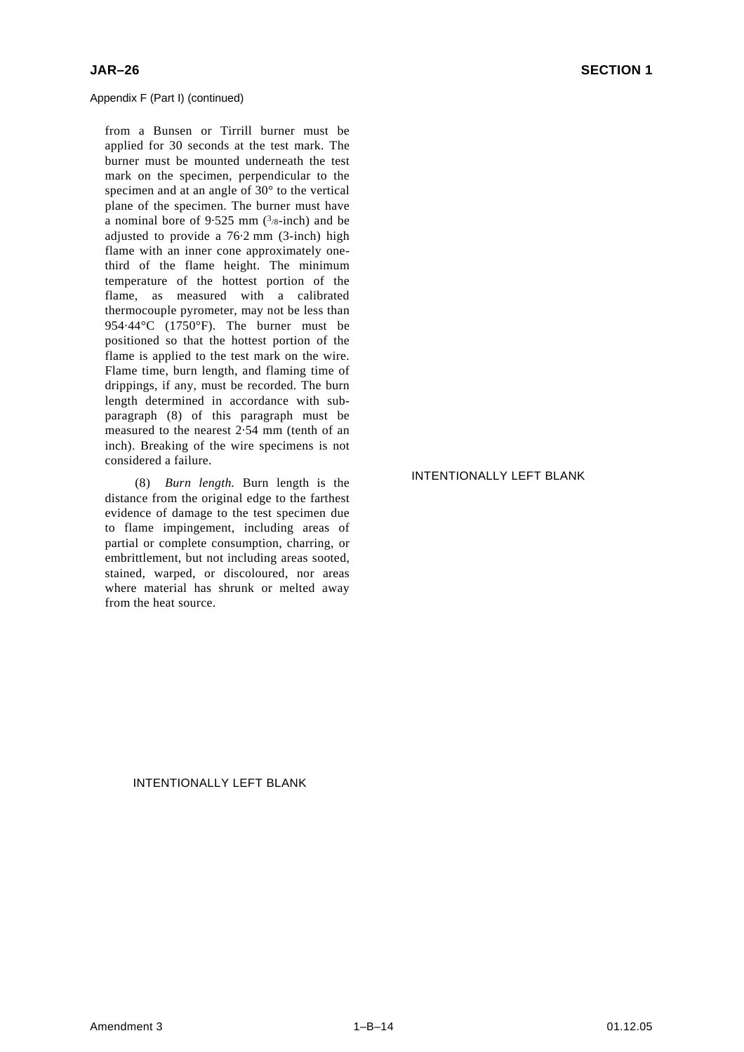Appendix F (Part I) (continued)

from a Bunsen or Tirrill burner must be applied for 30 seconds at the test mark. The burner must be mounted underneath the test mark on the specimen, perpendicular to the specimen and at an angle of 30° to the vertical plane of the specimen. The burner must have a nominal bore of 9·525 mm (3/8-inch) and be adjusted to provide a 76·2 mm (3-inch) high flame with an inner cone approximately one-third of the flame height. The minimum temperature of the hottest portion of the flame, as measured with a calibrated thermocouple pyrometer, may not be less than 954·44°C (1750°F). The burner must be positioned so that the hottest portion of the flame is applied to the test mark on the wire. Flame time, burn length, and flaming time of drippings, if any, must be recorded. The burn length determined in accordance with sub-paragraph (8) of this paragraph must be measured to the nearest 2·54 mm (tenth of an inch). Breaking of the wire specimens is not considered a failure.

(8) *Burn length.* Burn length is the distance from the original edge to the farthest evidence of damage to the test specimen due to flame impingement, including areas of partial or complete consumption, charring, or embrittlement, but not including areas sooted, stained, warped, or discoloured, nor areas where material has shrunk or melted away from the heat source.

INTENTIONALLY LEFT BLANK

INTENTIONALLY LEFT BLANK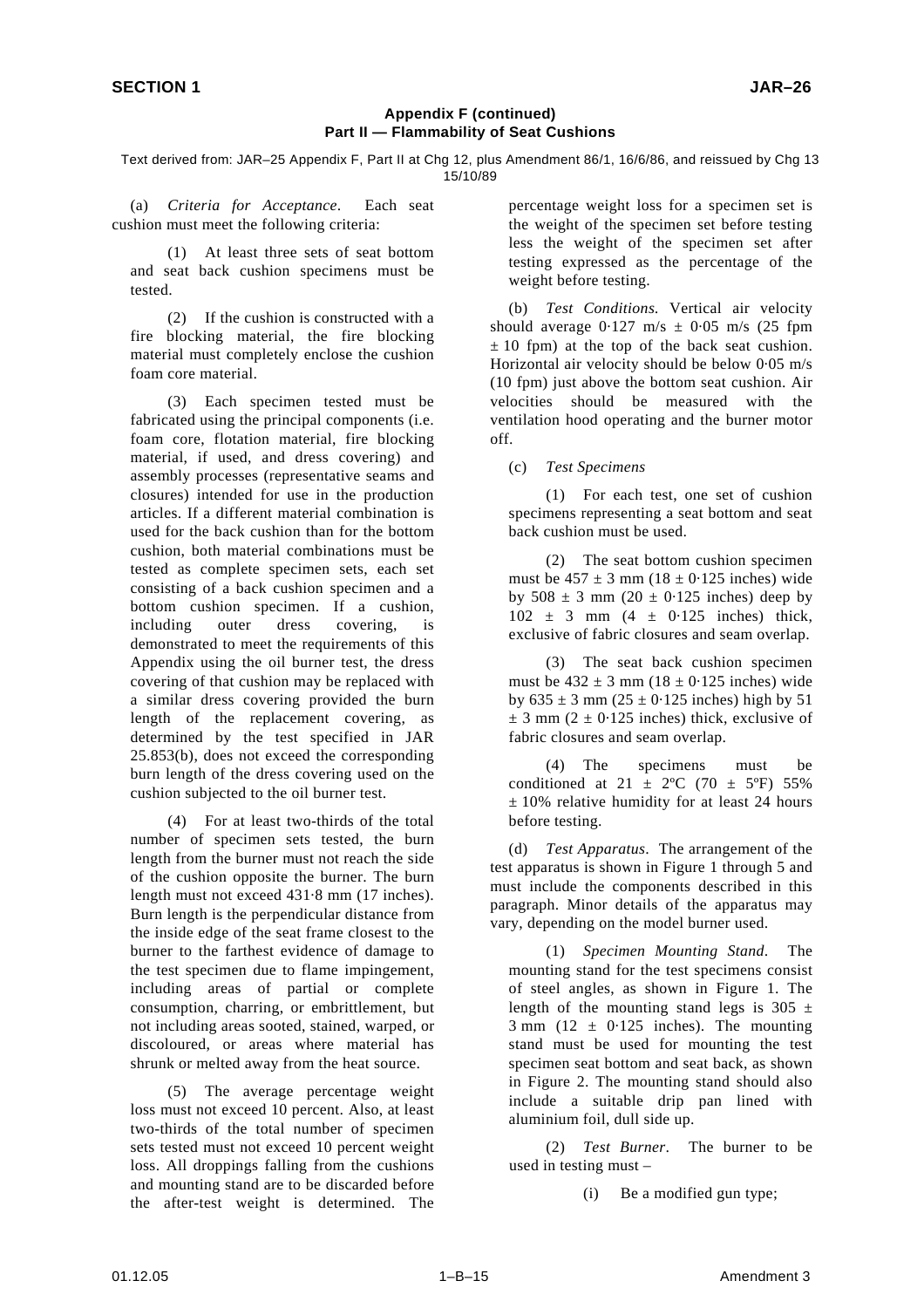## Appendix F (continued)
## Part II — Flammability of Seat Cushions

Text derived from: JAR–25 Appendix F, Part II at Chg 12, plus Amendment 86/1, 16/6/86, and reissued by Chg 13 15/10/89

(a) *Criteria for Acceptance*. Each seat cushion must meet the following criteria:

(1) At least three sets of seat bottom and seat back cushion specimens must be tested.

(2) If the cushion is constructed with a fire blocking material, the fire blocking material must completely enclose the cushion foam core material.

(3) Each specimen tested must be fabricated using the principal components (i.e. foam core, flotation material, fire blocking material, if used, and dress covering) and assembly processes (representative seams and closures) intended for use in the production articles. If a different material combination is used for the back cushion than for the bottom cushion, both material combinations must be tested as complete specimen sets, each set consisting of a back cushion specimen and a bottom cushion specimen. If a cushion, including outer dress covering, is demonstrated to meet the requirements of this Appendix using the oil burner test, the dress covering of that cushion may be replaced with a similar dress covering provided the burn length of the replacement covering, as determined by the test specified in JAR 25.853(b), does not exceed the corresponding burn length of the dress covering used on the cushion subjected to the oil burner test.

(4) For at least two-thirds of the total number of specimen sets tested, the burn length from the burner must not reach the side of the cushion opposite the burner. The burn length must not exceed 431·8 mm (17 inches). Burn length is the perpendicular distance from the inside edge of the seat frame closest to the burner to the farthest evidence of damage to the test specimen due to flame impingement, including areas of partial or complete consumption, charring, or embrittlement, but not including areas sooted, stained, warped, or discoloured, or areas where material has shrunk or melted away from the heat source.

(5) The average percentage weight loss must not exceed 10 percent. Also, at least two-thirds of the total number of specimen sets tested must not exceed 10 percent weight loss. All droppings falling from the cushions and mounting stand are to be discarded before the after-test weight is determined. The percentage weight loss for a specimen set is the weight of the specimen set before testing less the weight of the specimen set after testing expressed as the percentage of the weight before testing.

(b) *Test Conditions.* Vertical air velocity should average 0·127 m/s ± 0·05 m/s (25 fpm ± 10 fpm) at the top of the back seat cushion. Horizontal air velocity should be below 0·05 m/s (10 fpm) just above the bottom seat cushion. Air velocities should be measured with the ventilation hood operating and the burner motor off.

(c) *Test Specimens*

(1) For each test, one set of cushion specimens representing a seat bottom and seat back cushion must be used.

(2) The seat bottom cushion specimen must be 457 ± 3 mm (18 ± 0·125 inches) wide by 508 ± 3 mm (20 ± 0·125 inches) deep by 102 ± 3 mm (4 ± 0·125 inches) thick, exclusive of fabric closures and seam overlap.

(3) The seat back cushion specimen must be 432 ± 3 mm (18 ± 0·125 inches) wide by 635 ± 3 mm (25 ± 0·125 inches) high by 51 ± 3 mm (2 ± 0·125 inches) thick, exclusive of fabric closures and seam overlap.

(4) The specimens must be conditioned at 21 ± 2ºC (70 ± 5ºF) 55% ± 10% relative humidity for at least 24 hours before testing.

(d) *Test Apparatus*. The arrangement of the test apparatus is shown in Figure 1 through 5 and must include the components described in this paragraph. Minor details of the apparatus may vary, depending on the model burner used.

(1) *Specimen Mounting Stand*. The mounting stand for the test specimens consist of steel angles, as shown in Figure 1. The length of the mounting stand legs is 305 ± 3 mm (12 ± 0·125 inches). The mounting stand must be used for mounting the test specimen seat bottom and seat back, as shown in Figure 2. The mounting stand should also include a suitable drip pan lined with aluminium foil, dull side up.

(2) *Test Burner*. The burner to be used in testing must –

(i) Be a modified gun type;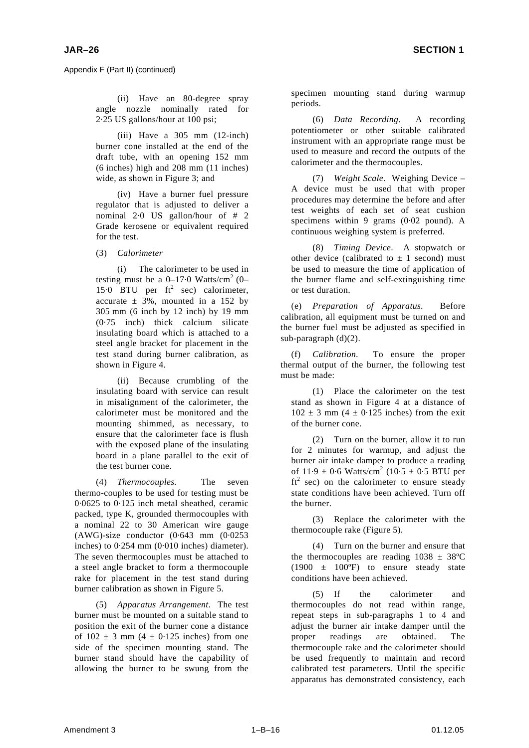Appendix F (Part II) (continued)

(ii) Have an 80-degree spray angle nozzle nominally rated for 2·25 US gallons/hour at 100 psi;

(iii) Have a 305 mm (12-inch) burner cone installed at the end of the draft tube, with an opening 152 mm (6 inches) high and 208 mm (11 inches) wide, as shown in Figure 3; and

(iv) Have a burner fuel pressure regulator that is adjusted to deliver a nominal 2·0 US gallon/hour of # 2 Grade kerosene or equivalent required for the test.

(3) *Calorimeter*

(i) The calorimeter to be used in testing must be a 0–17·0 Watts/cm$^2$ (0–15·0 BTU per ft$^2$ sec) calorimeter, accurate ± 3%, mounted in a 152 by 305 mm (6 inch by 12 inch) by 19 mm (0·75 inch) thick calcium silicate insulating board which is attached to a steel angle bracket for placement in the test stand during burner calibration, as shown in Figure 4.

(ii) Because crumbling of the insulating board with service can result in misalignment of the calorimeter, the calorimeter must be monitored and the mounting shimmed, as necessary, to ensure that the calorimeter face is flush with the exposed plane of the insulating board in a plane parallel to the exit of the test burner cone.

(4) *Thermocouples.* The seven thermo-couples to be used for testing must be 0·0625 to 0·125 inch metal sheathed, ceramic packed, type K, grounded thermocouples with a nominal 22 to 30 American wire gauge (AWG)-size conductor (0·643 mm (0·0253 inches) to 0·254 mm (0·010 inches) diameter). The seven thermocouples must be attached to a steel angle bracket to form a thermocouple rake for placement in the test stand during burner calibration as shown in Figure 5.

(5) *Apparatus Arrangement*. The test burner must be mounted on a suitable stand to position the exit of the burner cone a distance of 102 ± 3 mm (4 ± 0·125 inches) from one side of the specimen mounting stand. The burner stand should have the capability of allowing the burner to be swung from the specimen mounting stand during warmup periods.

(6) *Data Recording*. A recording potentiometer or other suitable calibrated instrument with an appropriate range must be used to measure and record the outputs of the calorimeter and the thermocouples.

(7) *Weight Scale*. Weighing Device – A device must be used that with proper procedures may determine the before and after test weights of each set of seat cushion specimens within 9 grams (0·02 pound). A continuous weighing system is preferred.

(8) *Timing Device*. A stopwatch or other device (calibrated to ± 1 second) must be used to measure the time of application of the burner flame and self-extinguishing time or test duration.

(e) *Preparation of Apparatus.* Before calibration, all equipment must be turned on and the burner fuel must be adjusted as specified in sub-paragraph (d)(2).

(f) *Calibration*. To ensure the proper thermal output of the burner, the following test must be made:

(1) Place the calorimeter on the test stand as shown in Figure 4 at a distance of 102 ± 3 mm (4 ± 0·125 inches) from the exit of the burner cone.

(2) Turn on the burner, allow it to run for 2 minutes for warmup, and adjust the burner air intake damper to produce a reading of 11·9 ± 0·6 Watts/cm$^2$ (10·5 ± 0·5 BTU per ft$^2$ sec) on the calorimeter to ensure steady state conditions have been achieved. Turn off the burner.

(3) Replace the calorimeter with the thermocouple rake (Figure 5).

(4) Turn on the burner and ensure that the thermocouples are reading 1038 ± 38ºC (1900 ± 100ºF) to ensure steady state conditions have been achieved.

(5) If the calorimeter and thermocouples do not read within range, repeat steps in sub-paragraphs 1 to 4 and adjust the burner air intake damper until the proper readings are obtained. The thermocouple rake and the calorimeter should be used frequently to maintain and record calibrated test parameters. Until the specific apparatus has demonstrated consistency, each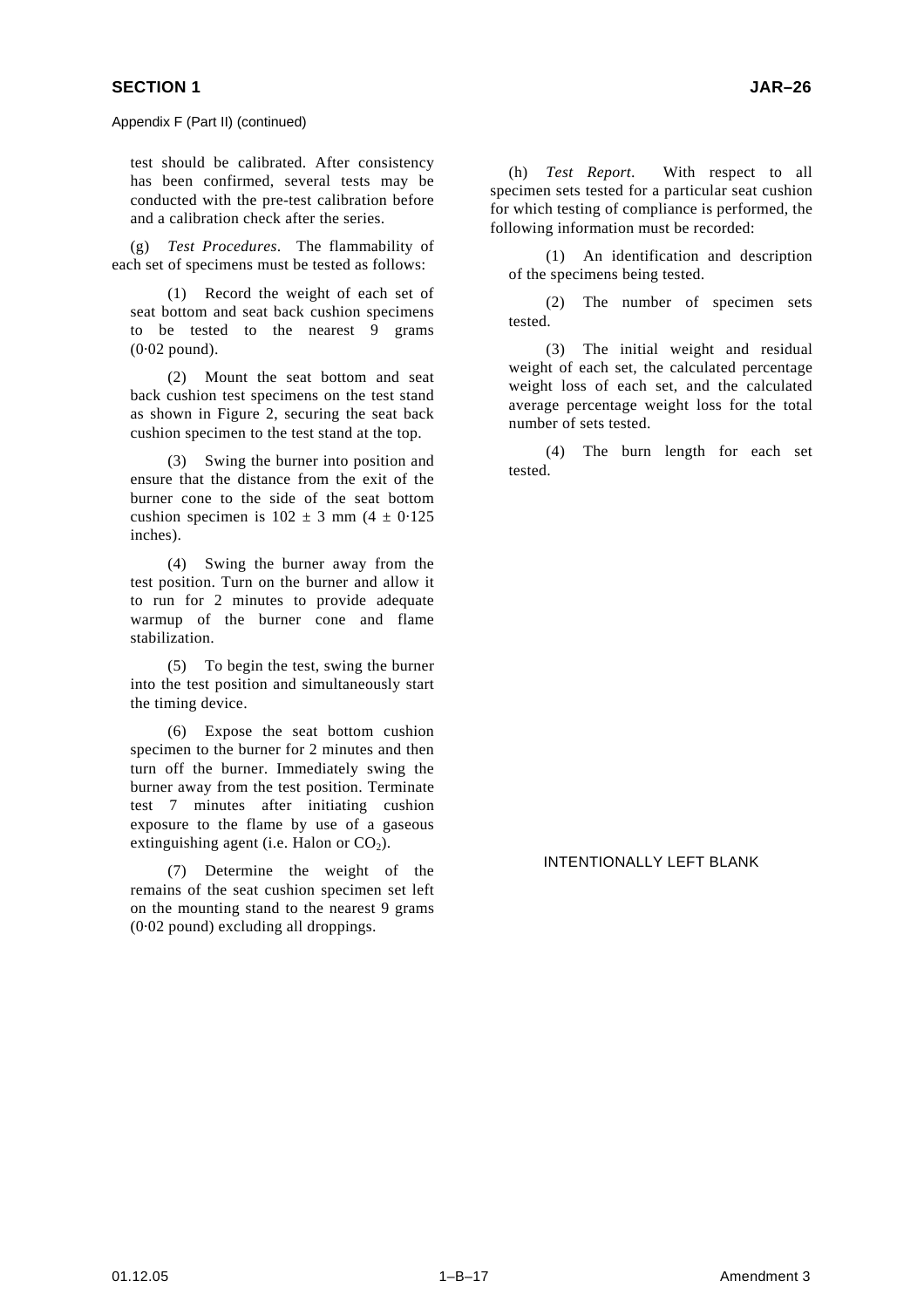Appendix F (Part II) (continued)

test should be calibrated. After consistency has been confirmed, several tests may be conducted with the pre-test calibration before and a calibration check after the series.

(g) *Test Procedures*. The flammability of each set of specimens must be tested as follows:

(1) Record the weight of each set of seat bottom and seat back cushion specimens to be tested to the nearest 9 grams (0·02 pound).

(2) Mount the seat bottom and seat back cushion test specimens on the test stand as shown in Figure 2, securing the seat back cushion specimen to the test stand at the top.

(3) Swing the burner into position and ensure that the distance from the exit of the burner cone to the side of the seat bottom cushion specimen is 102 ± 3 mm (4 ± 0·125 inches).

(4) Swing the burner away from the test position. Turn on the burner and allow it to run for 2 minutes to provide adequate warmup of the burner cone and flame stabilization.

(5) To begin the test, swing the burner into the test position and simultaneously start the timing device.

(6) Expose the seat bottom cushion specimen to the burner for 2 minutes and then turn off the burner. Immediately swing the burner away from the test position. Terminate test 7 minutes after initiating cushion exposure to the flame by use of a gaseous extinguishing agent (i.e. Halon or $CO_2$).

(7) Determine the weight of the remains of the seat cushion specimen set left on the mounting stand to the nearest 9 grams (0·02 pound) excluding all droppings.

(h) *Test Report*. With respect to all specimen sets tested for a particular seat cushion for which testing of compliance is performed, the following information must be recorded:

(1) An identification and description of the specimens being tested.

(2) The number of specimen sets tested.

(3) The initial weight and residual weight of each set, the calculated percentage weight loss of each set, and the calculated average percentage weight loss for the total number of sets tested.

(4) The burn length for each set tested.

INTENTIONALLY LEFT BLANK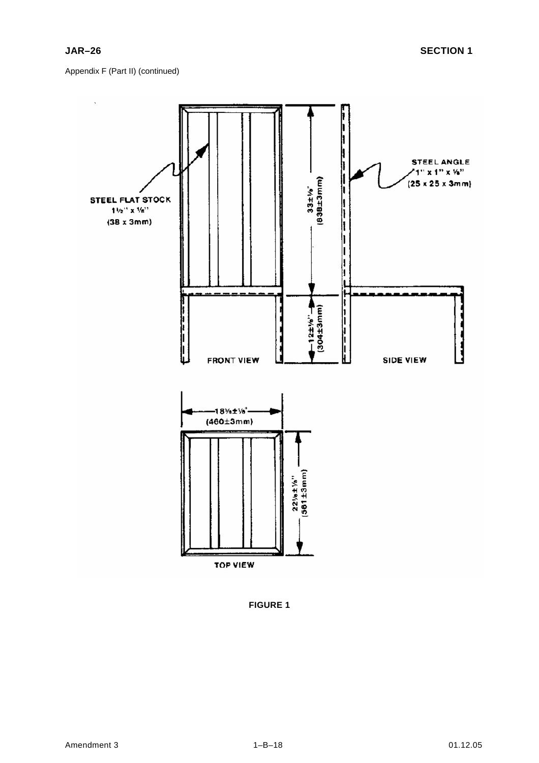Appendix F (Part II) (continued)

STEEL FLAT STOCK
1½" x ⅛"
(38 x 3mm)

STEEL ANGLE
1" x 1" x ⅛"
(25 x 25 x 3mm)

33±⅛"
(838±3mm)

12±⅛"
(304±3mm)

FRONT VIEW

SIDE VIEW

18⅛±⅛"
(460±3mm)

22⅛±⅛"
(561±3mm)

TOP VIEW

**FIGURE 1**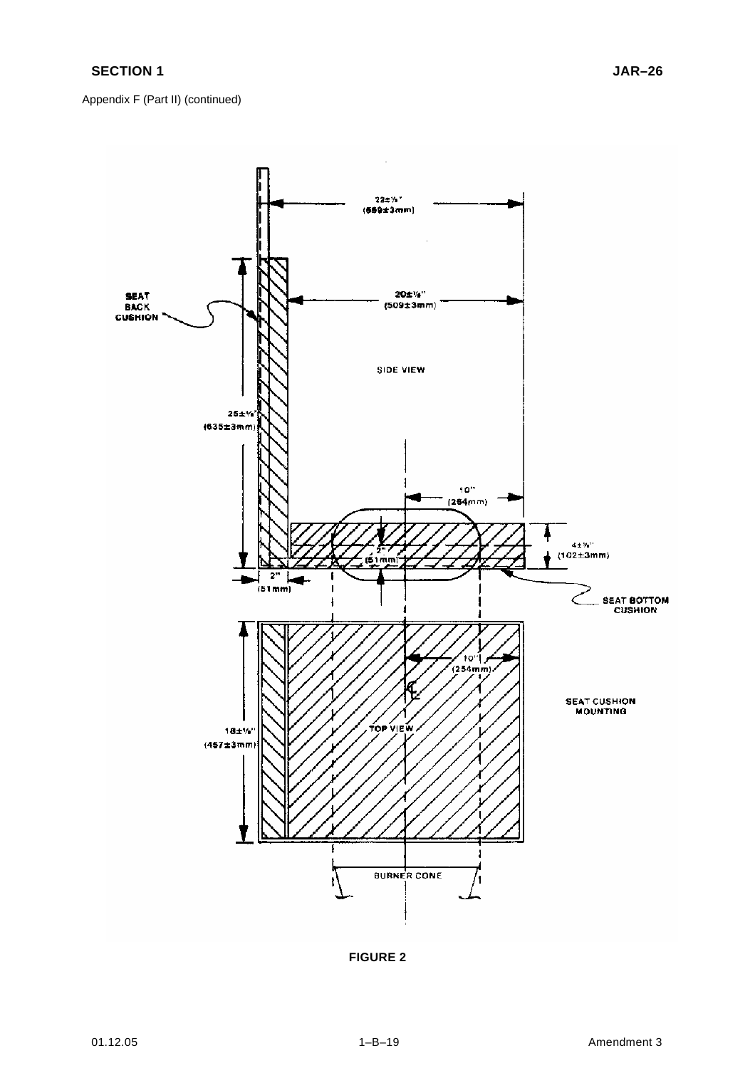Appendix F (Part II) (continued)

FIGURE 2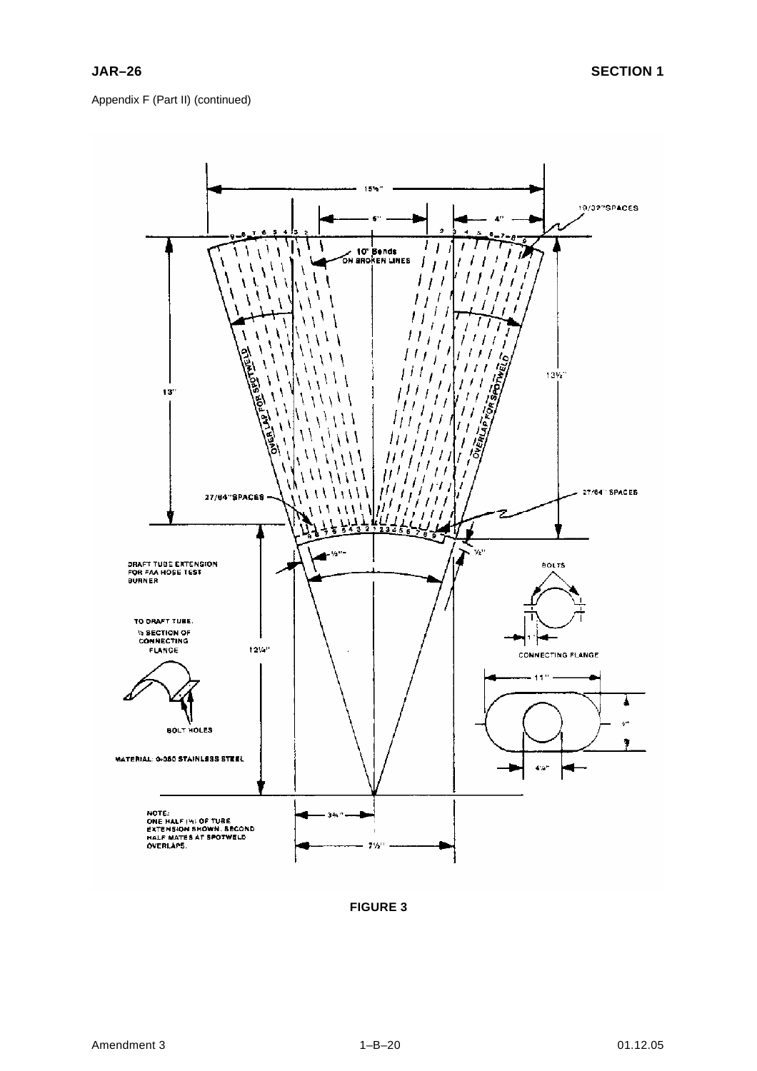Appendix F (Part II) (continued)

15⅝"

19/32" SPACES

6"

4"

10° Bends ON BROKEN LINES

OVERLAP FOR SPOTWELD

OVERLAP FOR SPOTWELD

13"

13½"

27/64" SPACES

27/64" SPACES

½"

½"

DRAFT TUBE EXTENSION FOR FAA HOSE TEST BURNER

BOLTS

TO DRAFT TUBE. ½ SECTION OF CONNECTING FLANGE

12¼"

1"

CONNECTING FLANGE

11"

BOLT HOLES

3"

MATERIAL: 0.050 STAINLESS STEEL

4½"

NOTE: ONE HALF (½) OF TUBE EXTENSION SHOWN. SECOND HALF MATES AT SPOTWELD OVERLAPS.

3¾"

7½"

**FIGURE 3**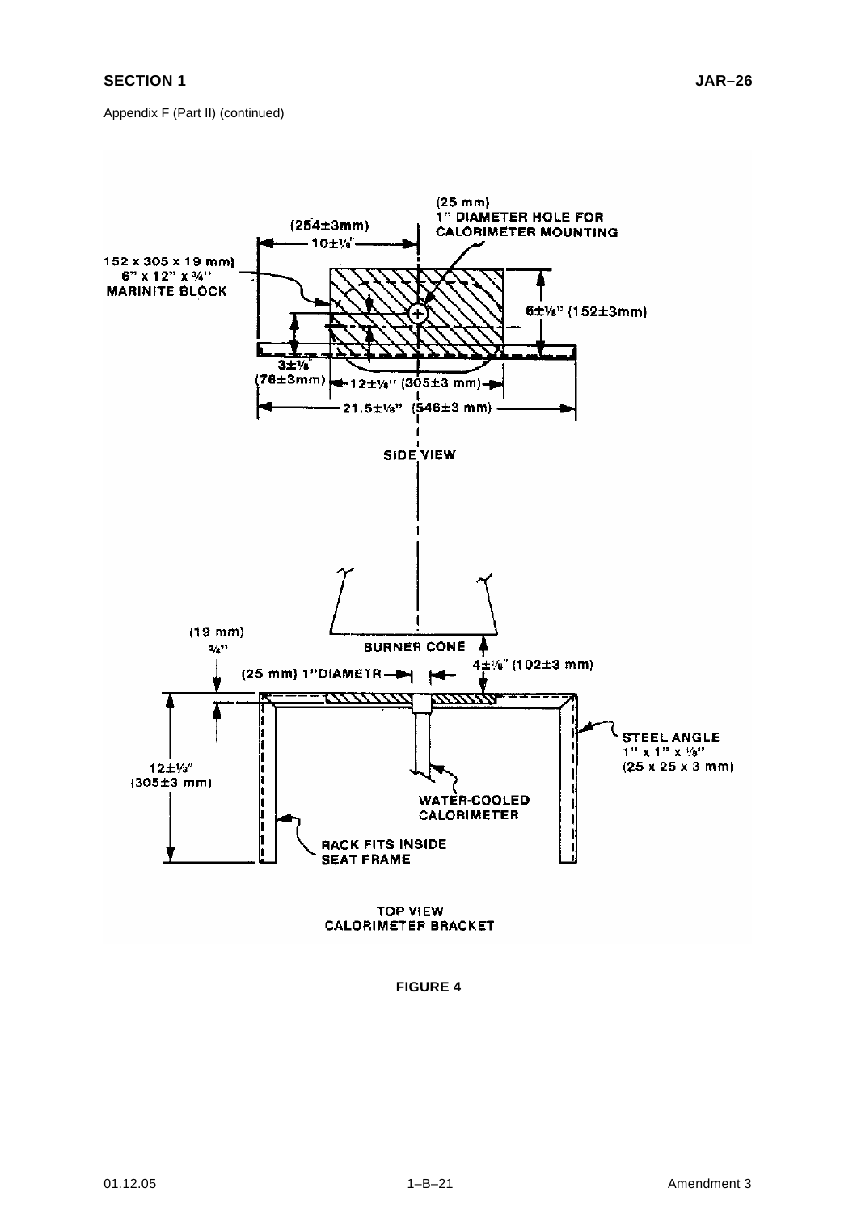Appendix F (Part II) (continued)

(25 mm)
1" DIAMETER HOLE FOR CALORIMETER MOUNTING

(254±3mm)
10±⅛"

152 x 305 x 19 mm)
6" x 12" x ¾"
MARINITE BLOCK

6±⅛" (152±3mm)

3±⅛"
(76±3mm)

12±⅛" (305±3 mm)

21.5±⅛" (546±3 mm)

SIDE VIEW

(19 mm)
¾"

BURNER CONE

(25 mm) 1"DIAMETR

4±⅛" (102±3 mm)

STEEL ANGLE
1" x 1" x ⅛"
(25 x 25 x 3 mm)

12±⅛"
(305±3 mm)

WATER-COOLED CALORIMETER

RACK FITS INSIDE SEAT FRAME

TOP VIEW
CALORIMETER BRACKET

**FIGURE 4**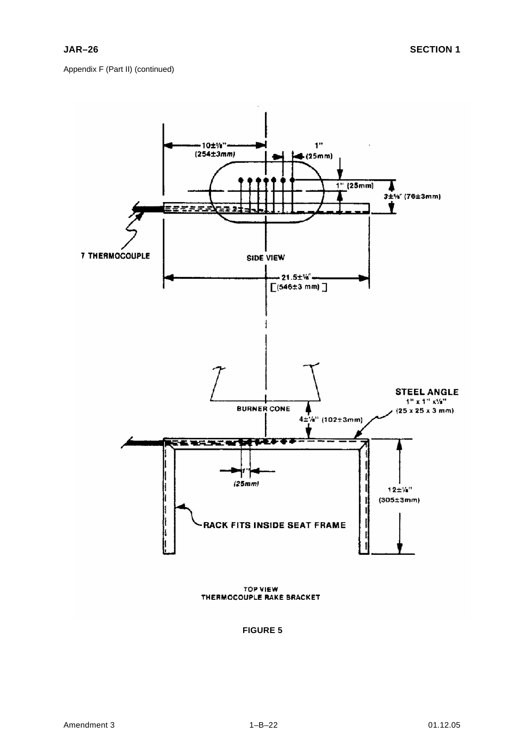Appendix F (Part II) (continued)

7 THERMOCOUPLE

SIDE VIEW

10±1/8" (254±3mm)

1" (25mm)

1" (25mm)

3±1/8" (76±3mm)

21.5±1/8" [(546±3 mm)]

BURNER CONE

4±1/8" (102±3mm)

STEEL ANGLE 1" x 1" x1/8" (25 x 25 x 3 mm)

1" (25mm)

12±1/8" (305±3mm)

RACK FITS INSIDE SEAT FRAME

TOP VIEW
THERMOCOUPLE RAKE BRACKET

**FIGURE 5**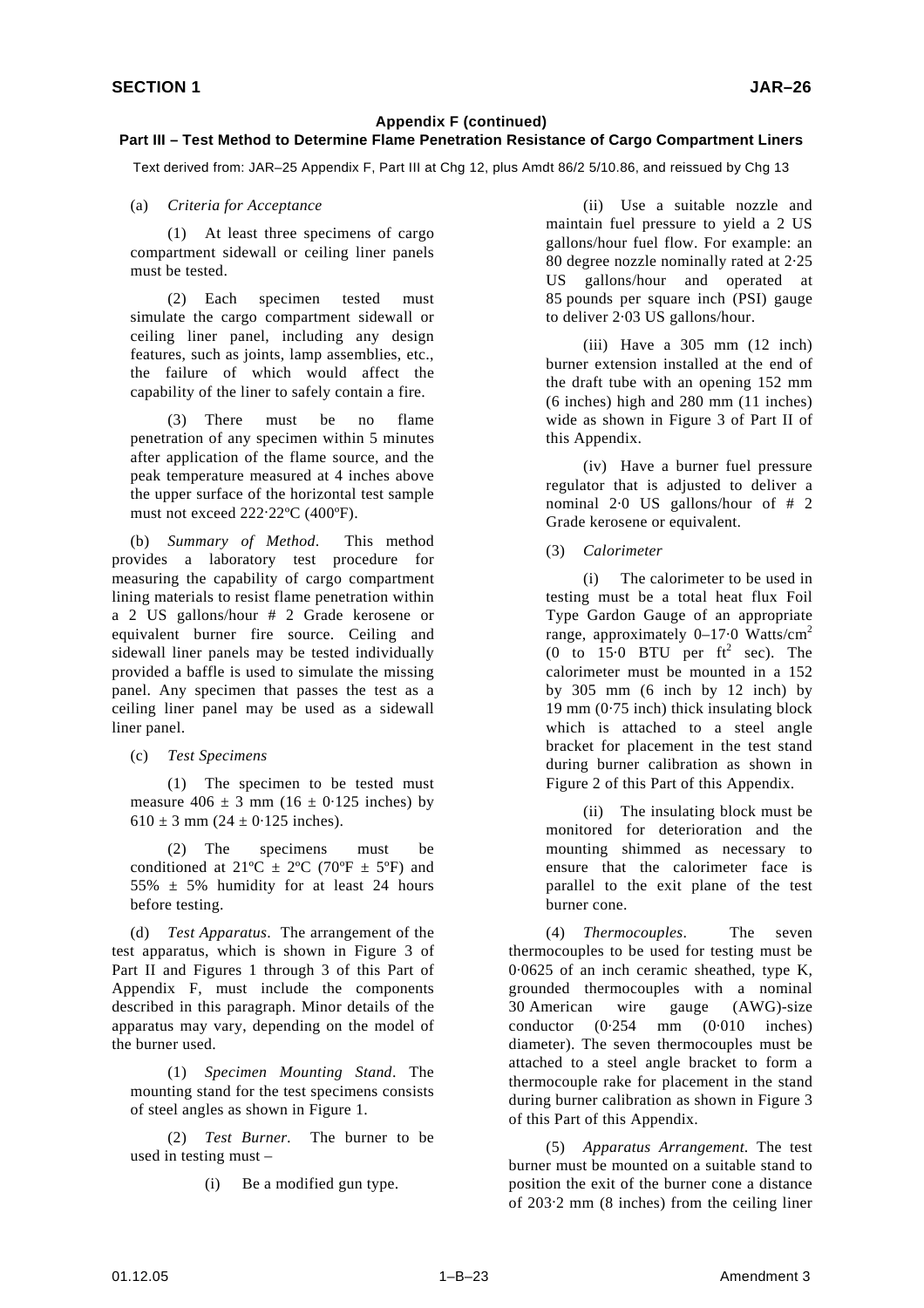## Appendix F (continued)

### Part III – Test Method to Determine Flame Penetration Resistance of Cargo Compartment Liners

Text derived from: JAR–25 Appendix F, Part III at Chg 12, plus Amdt 86/2 5/10.86, and reissued by Chg 13

(a) *Criteria for Acceptance*

(1) At least three specimens of cargo compartment sidewall or ceiling liner panels must be tested.

(2) Each specimen tested must simulate the cargo compartment sidewall or ceiling liner panel, including any design features, such as joints, lamp assemblies, etc., the failure of which would affect the capability of the liner to safely contain a fire.

(3) There must be no flame penetration of any specimen within 5 minutes after application of the flame source, and the peak temperature measured at 4 inches above the upper surface of the horizontal test sample must not exceed 222·22ºC (400ºF).

(b) *Summary of Method*. This method provides a laboratory test procedure for measuring the capability of cargo compartment lining materials to resist flame penetration within a 2 US gallons/hour # 2 Grade kerosene or equivalent burner fire source. Ceiling and sidewall liner panels may be tested individually provided a baffle is used to simulate the missing panel. Any specimen that passes the test as a ceiling liner panel may be used as a sidewall liner panel.

(c) *Test Specimens*

(1) The specimen to be tested must measure 406 ± 3 mm (16 ± 0·125 inches) by 610 ± 3 mm (24 ± 0·125 inches).

(2) The specimens must be conditioned at 21ºC ± 2ºC (70ºF ± 5ºF) and 55% ± 5% humidity for at least 24 hours before testing.

(d) *Test Apparatus*. The arrangement of the test apparatus, which is shown in Figure 3 of Part II and Figures 1 through 3 of this Part of Appendix F, must include the components described in this paragraph. Minor details of the apparatus may vary, depending on the model of the burner used.

(1) *Specimen Mounting Stand*. The mounting stand for the test specimens consists of steel angles as shown in Figure 1.

(2) *Test Burner*. The burner to be used in testing must –

(i) Be a modified gun type.

(ii) Use a suitable nozzle and maintain fuel pressure to yield a 2 US gallons/hour fuel flow. For example: an 80 degree nozzle nominally rated at 2·25 US gallons/hour and operated at 85 pounds per square inch (PSI) gauge to deliver 2·03 US gallons/hour.

(iii) Have a 305 mm (12 inch) burner extension installed at the end of the draft tube with an opening 152 mm (6 inches) high and 280 mm (11 inches) wide as shown in Figure 3 of Part II of this Appendix.

(iv) Have a burner fuel pressure regulator that is adjusted to deliver a nominal 2·0 US gallons/hour of # 2 Grade kerosene or equivalent.

(3) *Calorimeter*

(i) The calorimeter to be used in testing must be a total heat flux Foil Type Gardon Gauge of an appropriate range, approximately 0–17·0 Watts/cm$^2$ (0 to 15·0 BTU per ft$^2$ sec). The calorimeter must be mounted in a 152 by 305 mm (6 inch by 12 inch) by 19 mm (0·75 inch) thick insulating block which is attached to a steel angle bracket for placement in the test stand during burner calibration as shown in Figure 2 of this Part of this Appendix.

(ii) The insulating block must be monitored for deterioration and the mounting shimmed as necessary to ensure that the calorimeter face is parallel to the exit plane of the test burner cone.

(4) *Thermocouples*. The seven thermocouples to be used for testing must be 0·0625 of an inch ceramic sheathed, type K, grounded thermocouples with a nominal 30 American wire gauge (AWG)-size conductor (0·254 mm (0·010 inches) diameter). The seven thermocouples must be attached to a steel angle bracket to form a thermocouple rake for placement in the stand during burner calibration as shown in Figure 3 of this Part of this Appendix.

(5) *Apparatus Arrangement*. The test burner must be mounted on a suitable stand to position the exit of the burner cone a distance of 203·2 mm (8 inches) from the ceiling liner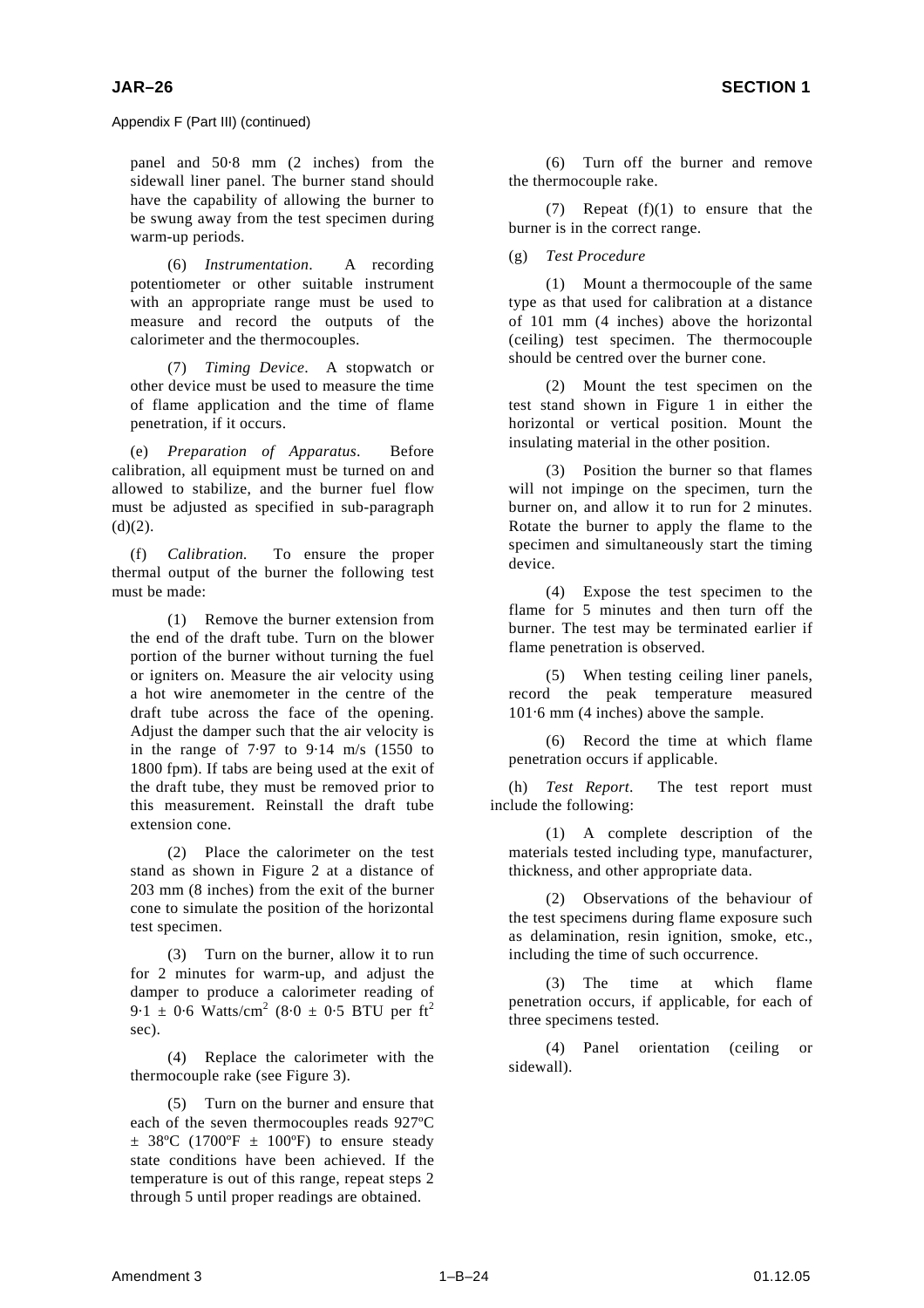Appendix F (Part III) (continued)

panel and 50·8 mm (2 inches) from the sidewall liner panel. The burner stand should have the capability of allowing the burner to be swung away from the test specimen during warm-up periods.

(6) *Instrumentation*. A recording potentiometer or other suitable instrument with an appropriate range must be used to measure and record the outputs of the calorimeter and the thermocouples.

(7) *Timing Device*. A stopwatch or other device must be used to measure the time of flame application and the time of flame penetration, if it occurs.

(e) *Preparation of Apparatus*. Before calibration, all equipment must be turned on and allowed to stabilize, and the burner fuel flow must be adjusted as specified in sub-paragraph (d)(2).

(f) *Calibration*. To ensure the proper thermal output of the burner the following test must be made:

(1) Remove the burner extension from the end of the draft tube. Turn on the blower portion of the burner without turning the fuel or igniters on. Measure the air velocity using a hot wire anemometer in the centre of the draft tube across the face of the opening. Adjust the damper such that the air velocity is in the range of 7·97 to 9·14 m/s (1550 to 1800 fpm). If tabs are being used at the exit of the draft tube, they must be removed prior to this measurement. Reinstall the draft tube extension cone.

(2) Place the calorimeter on the test stand as shown in Figure 2 at a distance of 203 mm (8 inches) from the exit of the burner cone to simulate the position of the horizontal test specimen.

(3) Turn on the burner, allow it to run for 2 minutes for warm-up, and adjust the damper to produce a calorimeter reading of 9·1 ± 0·6 Watts/cm$^2$ (8·0 ± 0·5 BTU per ft$^2$ sec).

(4) Replace the calorimeter with the thermocouple rake (see Figure 3).

(5) Turn on the burner and ensure that each of the seven thermocouples reads 927ºC ± 38ºC (1700ºF ± 100ºF) to ensure steady state conditions have been achieved. If the temperature is out of this range, repeat steps 2 through 5 until proper readings are obtained.

(6) Turn off the burner and remove the thermocouple rake.

(7) Repeat (f)(1) to ensure that the burner is in the correct range.

(g) *Test Procedure*

(1) Mount a thermocouple of the same type as that used for calibration at a distance of 101 mm (4 inches) above the horizontal (ceiling) test specimen. The thermocouple should be centred over the burner cone.

(2) Mount the test specimen on the test stand shown in Figure 1 in either the horizontal or vertical position. Mount the insulating material in the other position.

(3) Position the burner so that flames will not impinge on the specimen, turn the burner on, and allow it to run for 2 minutes. Rotate the burner to apply the flame to the specimen and simultaneously start the timing device.

(4) Expose the test specimen to the flame for 5 minutes and then turn off the burner. The test may be terminated earlier if flame penetration is observed.

(5) When testing ceiling liner panels, record the peak temperature measured 101·6 mm (4 inches) above the sample.

(6) Record the time at which flame penetration occurs if applicable.

(h) *Test Report*. The test report must include the following:

(1) A complete description of the materials tested including type, manufacturer, thickness, and other appropriate data.

(2) Observations of the behaviour of the test specimens during flame exposure such as delamination, resin ignition, smoke, etc., including the time of such occurrence.

(3) The time at which flame penetration occurs, if applicable, for each of three specimens tested.

(4) Panel orientation (ceiling or sidewall).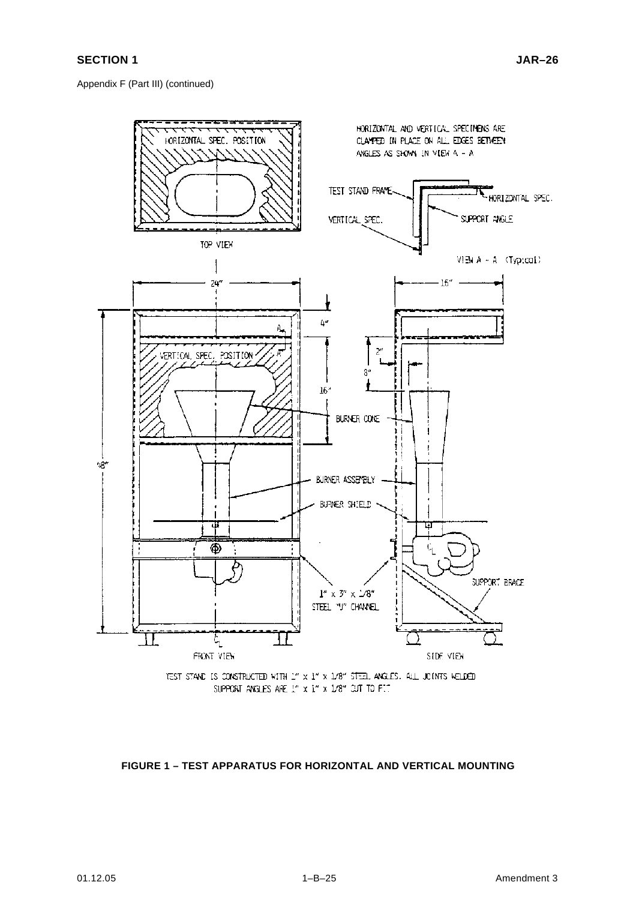Appendix F (Part III) (continued)

HORIZONTAL SPEC. POSITION

TOP VIEW

HORIZONTAL AND VERTICAL SPECIMENS ARE CLAMPED IN PLACE ON ALL EDGES BETWEEN ANGLES AS SHOWN IN VIEW A – A

TEST STAND FRAME

HORIZONTAL SPEC.

VERTICAL SPEC.

SUPPORT ANGLE

VIEW A – A (Typical)

24"

16"

4"

48"

VERTICAL SPEC. POSITION

16"

2"

8"

BURNER CONE

BURNER ASSEMBLY

BURNER SHIELD

1" x 3" x 1/8" STEEL "U" CHANNEL

SUPPORT BRACE

FRONT VIEW

SIDE VIEW

TEST STAND IS CONSTRUCTED WITH 1" x 1" x 1/8" STEEL ANGLES. ALL JOINTS WELDED
SUPPORT ANGLES ARE 1" x 1" x 1/8" CUT TO FIT

**FIGURE 1 – TEST APPARATUS FOR HORIZONTAL AND VERTICAL MOUNTING**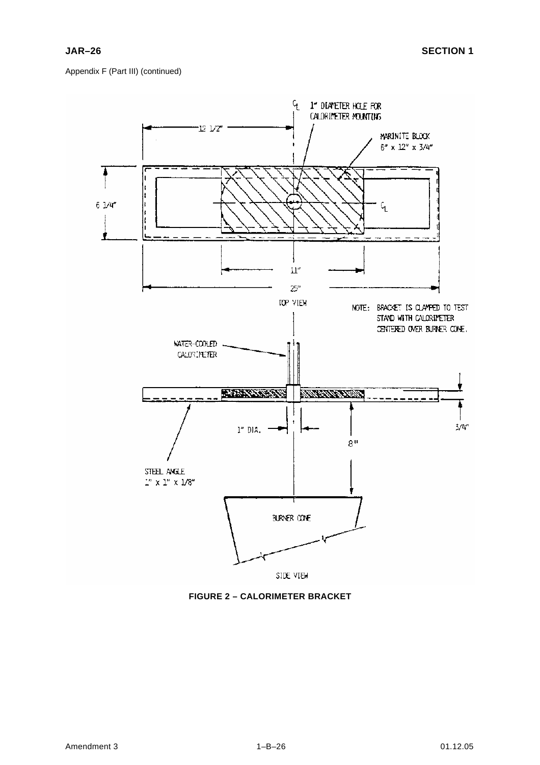Appendix F (Part III) (continued)

**FIGURE 2 – CALORIMETER BRACKET**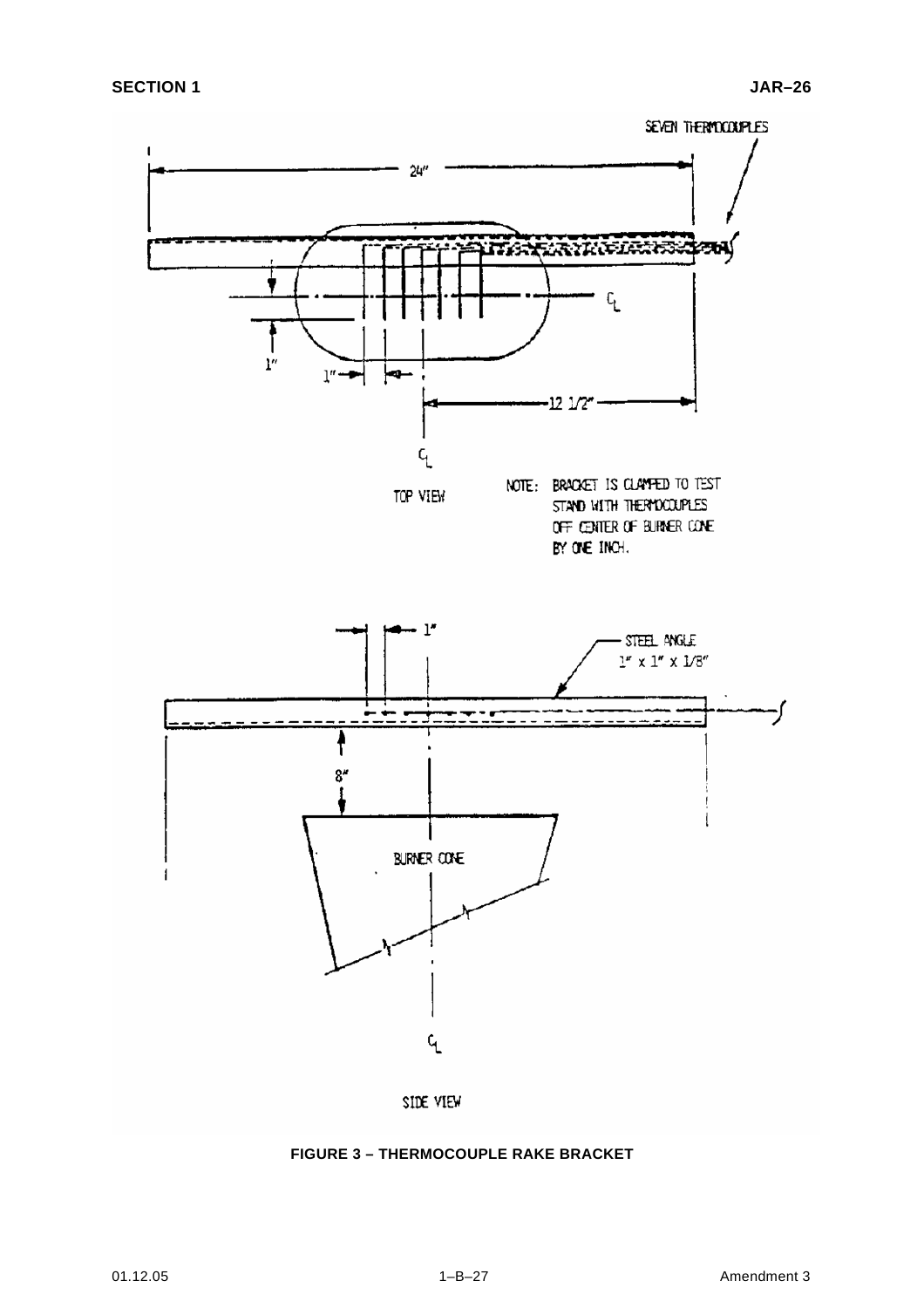SEVEN THERMOCOUPLES

24"

1"

1"

12 1/2"

TOP VIEW

NOTE: BRACKET IS CLAMPED TO TEST STAND WITH THERMOCOUPLES OFF CENTER OF BURNER CONE BY ONE INCH.

1"

STEEL ANGLE 1" x 1" x 1/8"

8"

BURNER CONE

SIDE VIEW

**FIGURE 3 – THERMOCOUPLE RAKE BRACKET**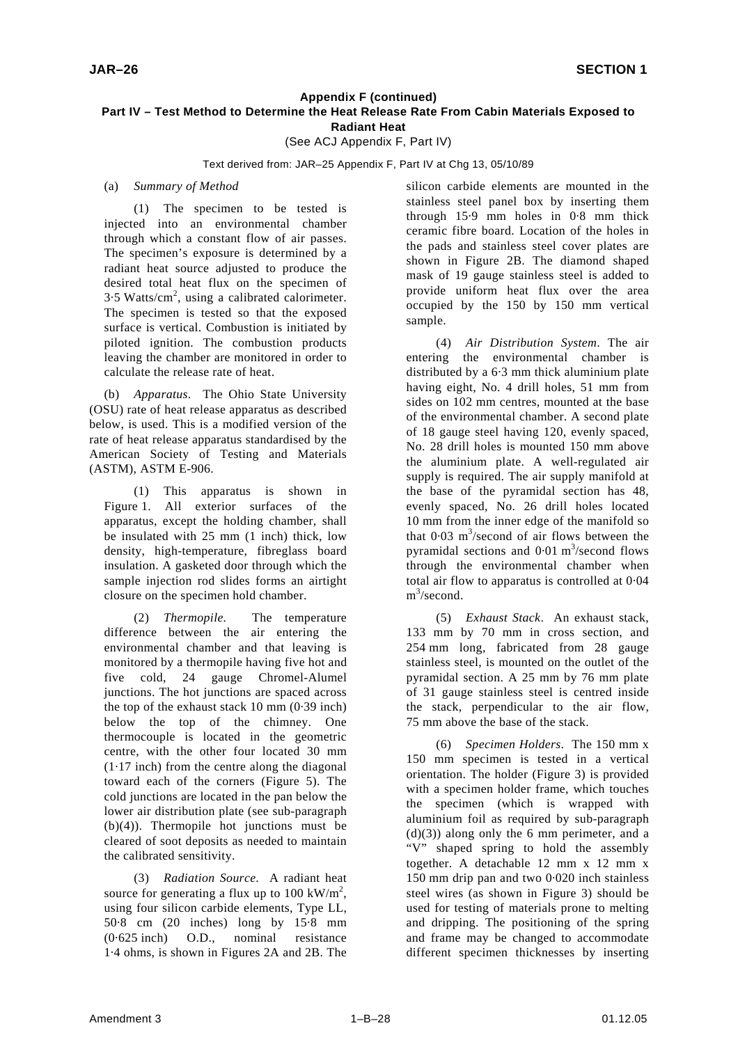## Appendix F (continued)

### Part IV – Test Method to Determine the Heat Release Rate From Cabin Materials Exposed to Radiant Heat

(See ACJ Appendix F, Part IV)

Text derived from: JAR–25 Appendix F, Part IV at Chg 13, 05/10/89

(a) *Summary of Method*

(1) The specimen to be tested is injected into an environmental chamber through which a constant flow of air passes. The specimen's exposure is determined by a radiant heat source adjusted to produce the desired total heat flux on the specimen of 3·5 Watts/cm$^2$, using a calibrated calorimeter. The specimen is tested so that the exposed surface is vertical. Combustion is initiated by piloted ignition. The combustion products leaving the chamber are monitored in order to calculate the release rate of heat.

(b) *Apparatus*. The Ohio State University (OSU) rate of heat release apparatus as described below, is used. This is a modified version of the rate of heat release apparatus standardised by the American Society of Testing and Materials (ASTM), ASTM E-906.

(1) This apparatus is shown in Figure 1. All exterior surfaces of the apparatus, except the holding chamber, shall be insulated with 25 mm (1 inch) thick, low density, high-temperature, fibreglass board insulation. A gasketed door through which the sample injection rod slides forms an airtight closure on the specimen hold chamber.

(2) *Thermopile.* The temperature difference between the air entering the environmental chamber and that leaving is monitored by a thermopile having five hot and five cold, 24 gauge Chromel-Alumel junctions. The hot junctions are spaced across the top of the exhaust stack 10 mm (0·39 inch) below the top of the chimney. One thermocouple is located in the geometric centre, with the other four located 30 mm (1·17 inch) from the centre along the diagonal toward each of the corners (Figure 5). The cold junctions are located in the pan below the lower air distribution plate (see sub-paragraph (b)(4)). Thermopile hot junctions must be cleared of soot deposits as needed to maintain the calibrated sensitivity.

(3) *Radiation Source.* A radiant heat source for generating a flux up to 100 kW/m$^2$, using four silicon carbide elements, Type LL, 50·8 cm (20 inches) long by 15·8 mm (0·625 inch) O.D., nominal resistance 1·4 ohms, is shown in Figures 2A and 2B. The silicon carbide elements are mounted in the stainless steel panel box by inserting them through 15·9 mm holes in 0·8 mm thick ceramic fibre board. Location of the holes in the pads and stainless steel cover plates are shown in Figure 2B. The diamond shaped mask of 19 gauge stainless steel is added to provide uniform heat flux over the area occupied by the 150 by 150 mm vertical sample.

(4) *Air Distribution System*. The air entering the environmental chamber is distributed by a 6·3 mm thick aluminium plate having eight, No. 4 drill holes, 51 mm from sides on 102 mm centres, mounted at the base of the environmental chamber. A second plate of 18 gauge steel having 120, evenly spaced, No. 28 drill holes is mounted 150 mm above the aluminium plate. A well-regulated air supply is required. The air supply manifold at the base of the pyramidal section has 48, evenly spaced, No. 26 drill holes located 10 mm from the inner edge of the manifold so that 0·03 m$^3$/second of air flows between the pyramidal sections and 0·01 m$^3$/second flows through the environmental chamber when total air flow to apparatus is controlled at 0·04 m$^3$/second.

(5) *Exhaust Stack*. An exhaust stack, 133 mm by 70 mm in cross section, and 254 mm long, fabricated from 28 gauge stainless steel, is mounted on the outlet of the pyramidal section. A 25 mm by 76 mm plate of 31 gauge stainless steel is centred inside the stack, perpendicular to the air flow, 75 mm above the base of the stack.

(6) *Specimen Holders*. The 150 mm x 150 mm specimen is tested in a vertical orientation. The holder (Figure 3) is provided with a specimen holder frame, which touches the specimen (which is wrapped with aluminium foil as required by sub-paragraph (d)(3)) along only the 6 mm perimeter, and a "V" shaped spring to hold the assembly together. A detachable 12 mm x 12 mm x 150 mm drip pan and two 0·020 inch stainless steel wires (as shown in Figure 3) should be used for testing of materials prone to melting and dripping. The positioning of the spring and frame may be changed to accommodate different specimen thicknesses by inserting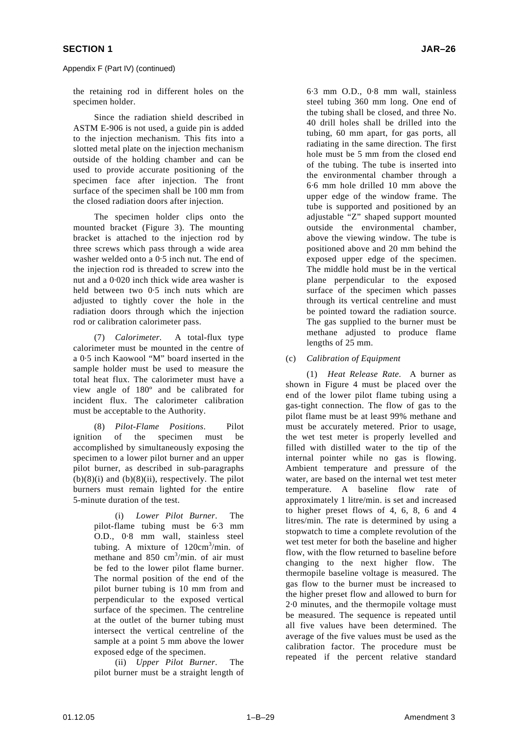Appendix F (Part IV) (continued)

the retaining rod in different holes on the specimen holder.

Since the radiation shield described in ASTM E-906 is not used, a guide pin is added to the injection mechanism. This fits into a slotted metal plate on the injection mechanism outside of the holding chamber and can be used to provide accurate positioning of the specimen face after injection. The front surface of the specimen shall be 100 mm from the closed radiation doors after injection.

The specimen holder clips onto the mounted bracket (Figure 3). The mounting bracket is attached to the injection rod by three screws which pass through a wide area washer welded onto a 0·5 inch nut. The end of the injection rod is threaded to screw into the nut and a 0·020 inch thick wide area washer is held between two 0·5 inch nuts which are adjusted to tightly cover the hole in the radiation doors through which the injection rod or calibration calorimeter pass.

(7) *Calorimeter.* A total-flux type calorimeter must be mounted in the centre of a 0·5 inch Kaowool "M" board inserted in the sample holder must be used to measure the total heat flux. The calorimeter must have a view angle of 180º and be calibrated for incident flux. The calorimeter calibration must be acceptable to the Authority.

(8) *Pilot-Flame Positions*. Pilot ignition of the specimen must be accomplished by simultaneously exposing the specimen to a lower pilot burner and an upper pilot burner, as described in sub-paragraphs (b)(8)(i) and (b)(8)(ii), respectively. The pilot burners must remain lighted for the entire 5-minute duration of the test.

(i) *Lower Pilot Burner*. The pilot-flame tubing must be 6·3 mm O.D., 0·8 mm wall, stainless steel tubing. A mixture of 120cm$^3$/min. of methane and 850 cm$^3$/min. of air must be fed to the lower pilot flame burner. The normal position of the end of the pilot burner tubing is 10 mm from and perpendicular to the exposed vertical surface of the specimen. The centreline at the outlet of the burner tubing must intersect the vertical centreline of the sample at a point 5 mm above the lower exposed edge of the specimen.

(ii) *Upper Pilot Burner*. The pilot burner must be a straight length of 6·3 mm O.D., 0·8 mm wall, stainless steel tubing 360 mm long. One end of the tubing shall be closed, and three No. 40 drill holes shall be drilled into the tubing, 60 mm apart, for gas ports, all radiating in the same direction. The first hole must be 5 mm from the closed end of the tubing. The tube is inserted into the environmental chamber through a 6·6 mm hole drilled 10 mm above the upper edge of the window frame. The tube is supported and positioned by an adjustable "Z" shaped support mounted outside the environmental chamber, above the viewing window. The tube is positioned above and 20 mm behind the exposed upper edge of the specimen. The middle hold must be in the vertical plane perpendicular to the exposed surface of the specimen which passes through its vertical centreline and must be pointed toward the radiation source. The gas supplied to the burner must be methane adjusted to produce flame lengths of 25 mm.

(c) *Calibration of Equipment*

(1) *Heat Release Rate.* A burner as shown in Figure 4 must be placed over the end of the lower pilot flame tubing using a gas-tight connection. The flow of gas to the pilot flame must be at least 99% methane and must be accurately metered. Prior to usage, the wet test meter is properly levelled and filled with distilled water to the tip of the internal pointer while no gas is flowing. Ambient temperature and pressure of the water, are based on the internal wet test meter temperature. A baseline flow rate of approximately 1 litre/min. is set and increased to higher preset flows of 4, 6, 8, 6 and 4 litres/min. The rate is determined by using a stopwatch to time a complete revolution of the wet test meter for both the baseline and higher flow, with the flow returned to baseline before changing to the next higher flow. The thermopile baseline voltage is measured. The gas flow to the burner must be increased to the higher preset flow and allowed to burn for 2·0 minutes, and the thermopile voltage must be measured. The sequence is repeated until all five values have been determined. The average of the five values must be used as the calibration factor. The procedure must be repeated if the percent relative standard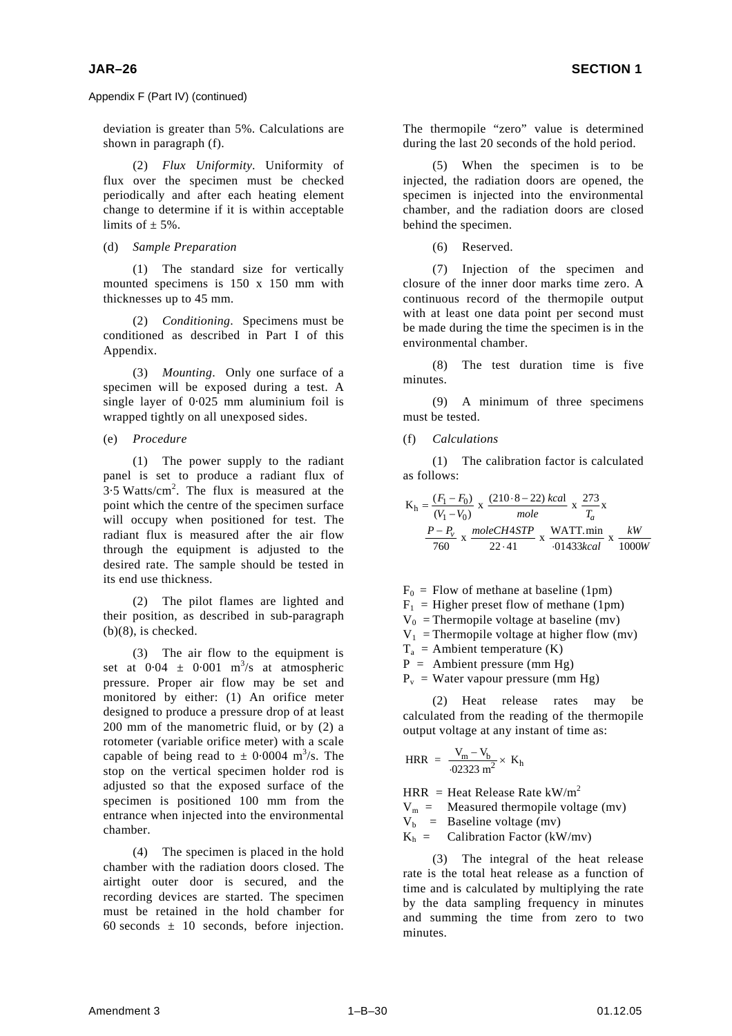Appendix F (Part IV) (continued)

deviation is greater than 5%. Calculations are shown in paragraph (f).

(2) *Flux Uniformity*. Uniformity of flux over the specimen must be checked periodically and after each heating element change to determine if it is within acceptable limits of ± 5%.

(d) *Sample Preparation*

(1) The standard size for vertically mounted specimens is 150 x 150 mm with thicknesses up to 45 mm.

(2) *Conditioning*. Specimens must be conditioned as described in Part I of this Appendix.

(3) *Mounting*. Only one surface of a specimen will be exposed during a test. A single layer of 0·025 mm aluminium foil is wrapped tightly on all unexposed sides.

(e) *Procedure*

(1) The power supply to the radiant panel is set to produce a radiant flux of 3·5 Watts/cm$^2$. The flux is measured at the point which the centre of the specimen surface will occupy when positioned for test. The radiant flux is measured after the air flow through the equipment is adjusted to the desired rate. The sample should be tested in its end use thickness.

(2) The pilot flames are lighted and their position, as described in sub-paragraph (b)(8), is checked.

(3) The air flow to the equipment is set at 0·04 ± 0·001 m$^3$/s at atmospheric pressure. Proper air flow may be set and monitored by either: (1) An orifice meter designed to produce a pressure drop of at least 200 mm of the manometric fluid, or by (2) a rotometer (variable orifice meter) with a scale capable of being read to ± 0·0004 m$^3$/s. The stop on the vertical specimen holder rod is adjusted so that the exposed surface of the specimen is positioned 100 mm from the entrance when injected into the environmental chamber.

(4) The specimen is placed in the hold chamber with the radiation doors closed. The airtight outer door is secured, and the recording devices are started. The specimen must be retained in the hold chamber for 60 seconds ± 10 seconds, before injection. The thermopile "zero" value is determined during the last 20 seconds of the hold period.

(5) When the specimen is to be injected, the radiation doors are opened, the specimen is injected into the environmental chamber, and the radiation doors are closed behind the specimen.

(6) Reserved.

(7) Injection of the specimen and closure of the inner door marks time zero. A continuous record of the thermopile output with at least one data point per second must be made during the time the specimen is in the environmental chamber.

(8) The test duration time is five minutes.

(9) A minimum of three specimens must be tested.

(f) *Calculations*

(1) The calibration factor is calculated as follows:

$$K_h = \frac{(F_1 - F_0)}{(V_1 - V_0)} \times \frac{(210 \cdot 8 - 22)\ kcal}{mole} \times \frac{273}{T_a} \times \frac{P - P_v}{760} \times \frac{mole\,CH4\,STP}{22 \cdot 41} \times \frac{\text{WATT.min}}{\cdot 01433\,kcal} \times \frac{kW}{1000W}$$

$F_0$ = Flow of methane at baseline (1pm)
$F_1$ = Higher preset flow of methane (1pm)
$V_0$ = Thermopile voltage at baseline (mv)
$V_1$ = Thermopile voltage at higher flow (mv)
$T_a$ = Ambient temperature (K)
P = Ambient pressure (mm Hg)
$P_v$ = Water vapour pressure (mm Hg)

(2) Heat release rates may be calculated from the reading of the thermopile output voltage at any instant of time as:

$$\text{HRR} = \frac{V_m - V_b}{\cdot 02323\ m^2} \times K_h$$

HRR = Heat Release Rate kW/m$^2$
$V_m$ = Measured thermopile voltage (mv)
$V_b$ = Baseline voltage (mv)
$K_h$ = Calibration Factor (kW/mv)

(3) The integral of the heat release rate is the total heat release as a function of time and is calculated by multiplying the rate by the data sampling frequency in minutes and summing the time from zero to two minutes.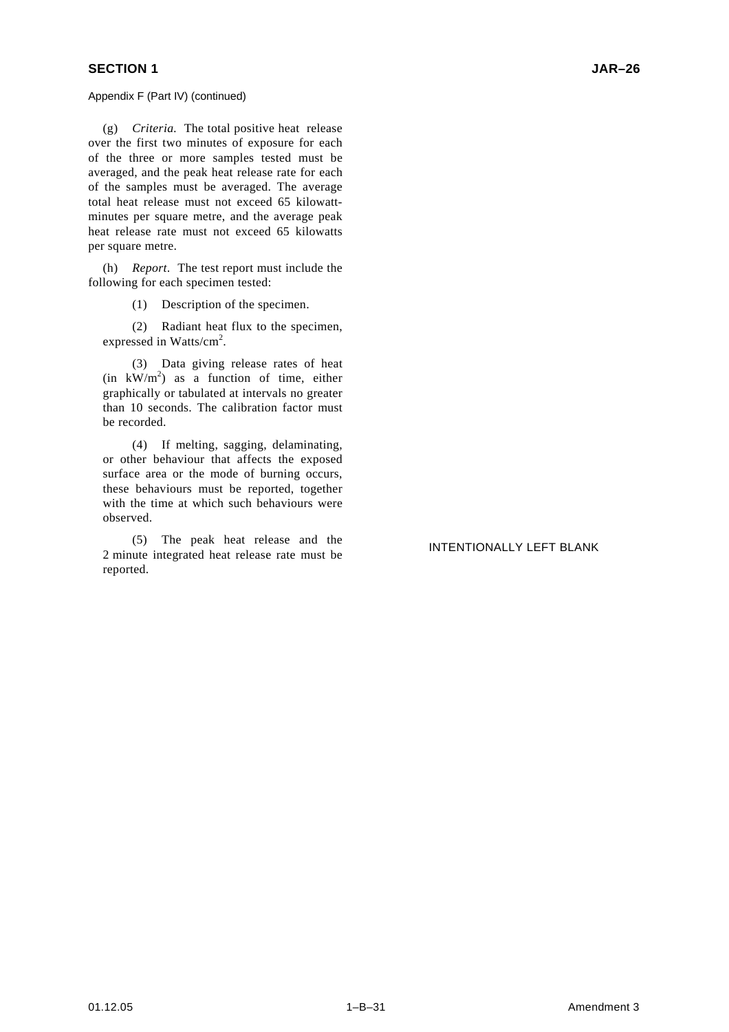Appendix F (Part IV) (continued)

(g) *Criteria.* The total positive heat release over the first two minutes of exposure for each of the three or more samples tested must be averaged, and the peak heat release rate for each of the samples must be averaged. The average total heat release must not exceed 65 kilowatt-minutes per square metre, and the average peak heat release rate must not exceed 65 kilowatts per square metre.

(h) *Report*. The test report must include the following for each specimen tested:

(1) Description of the specimen.

(2) Radiant heat flux to the specimen, expressed in Watts/$cm^2$.

(3) Data giving release rates of heat (in $kW/m^2$) as a function of time, either graphically or tabulated at intervals no greater than 10 seconds. The calibration factor must be recorded.

(4) If melting, sagging, delaminating, or other behaviour that affects the exposed surface area or the mode of burning occurs, these behaviours must be reported, together with the time at which such behaviours were observed.

(5) The peak heat release and the 2 minute integrated heat release rate must be reported.

INTENTIONALLY LEFT BLANK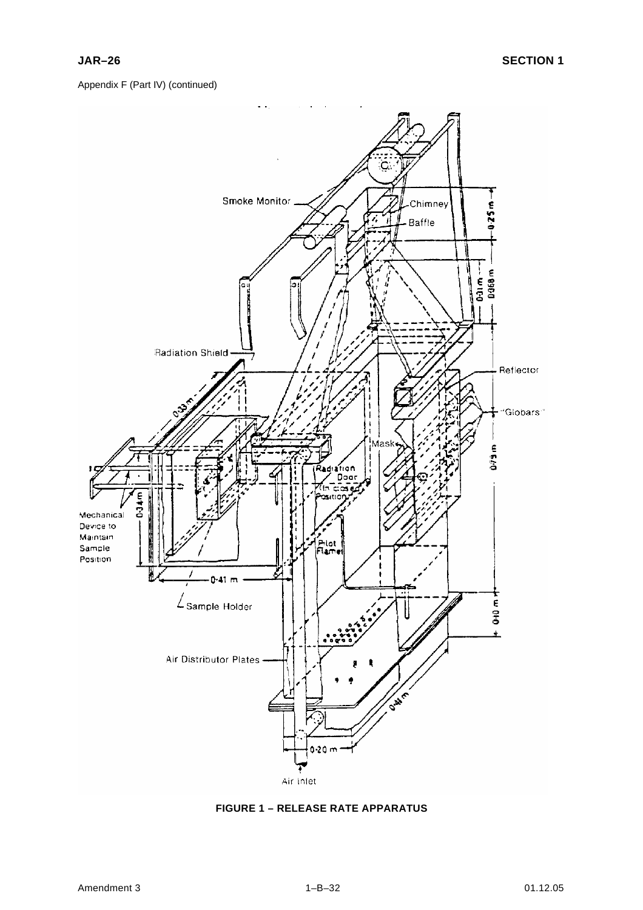Appendix F (Part IV) (continued)

**FIGURE 1 – RELEASE RATE APPARATUS**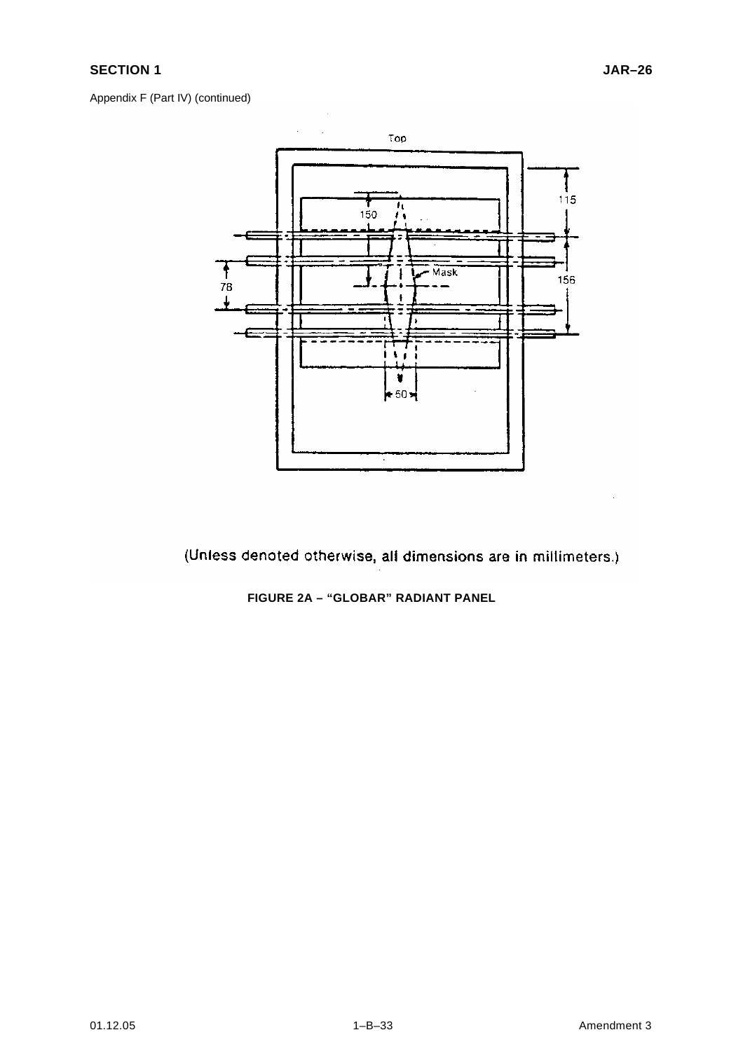Appendix F (Part IV) (continued)

(Unless denoted otherwise, all dimensions are in millimeters.)

**FIGURE 2A – "GLOBAR" RADIANT PANEL**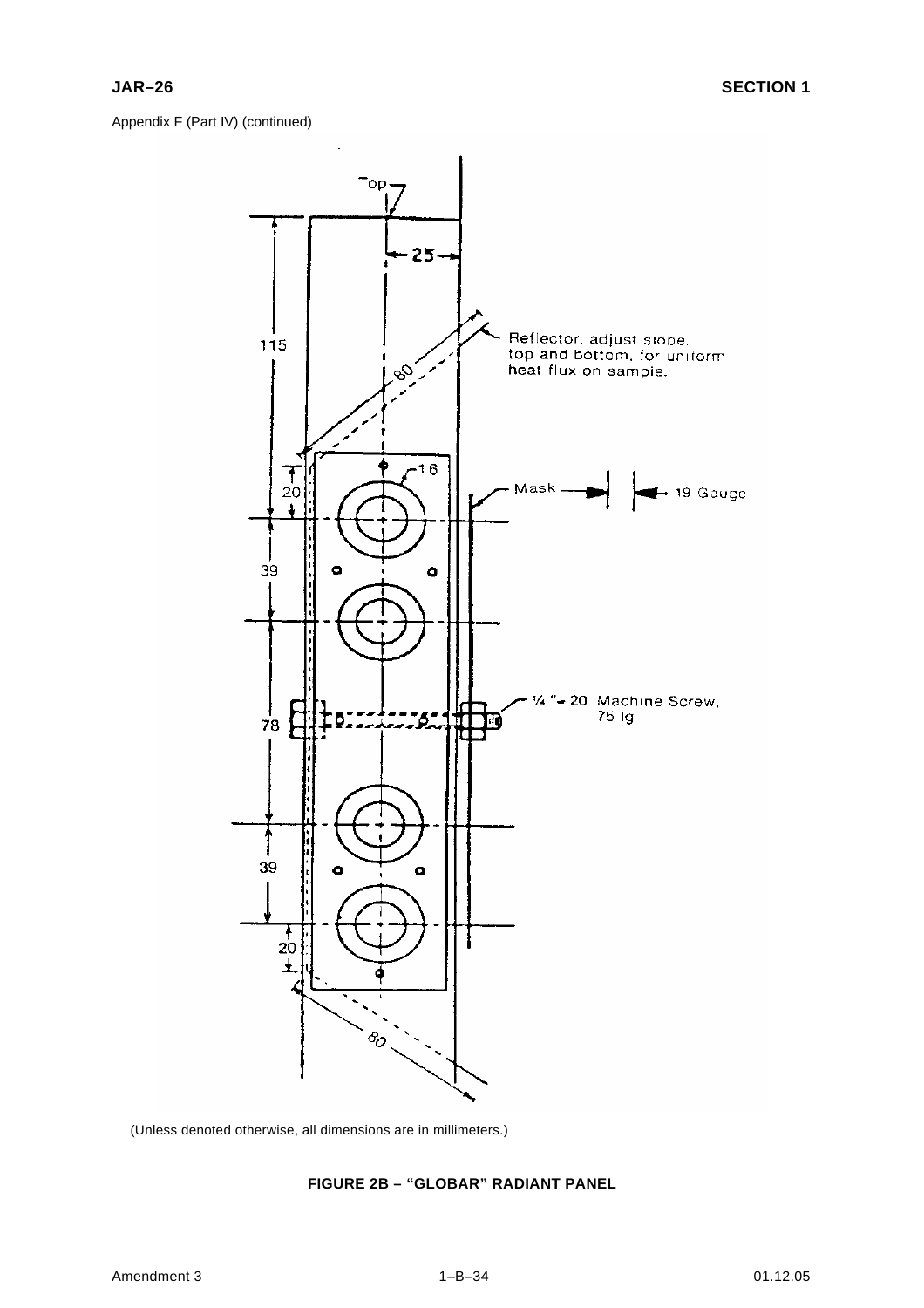Appendix F (Part IV) (continued)

(Unless denoted otherwise, all dimensions are in millimeters.)

**FIGURE 2B – "GLOBAR" RADIANT PANEL**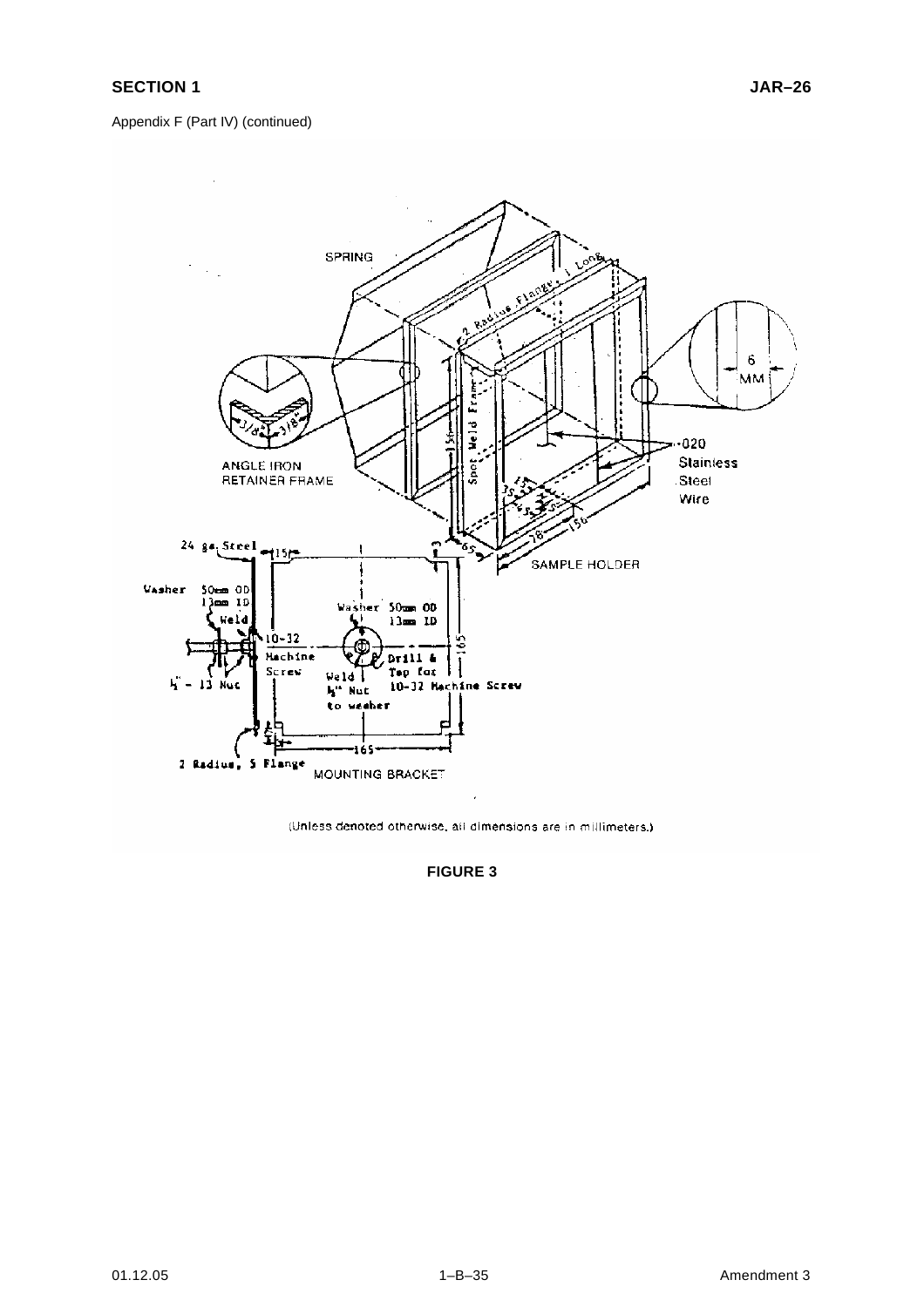Appendix F (Part IV) (continued)

(Unless denoted otherwise, all dimensions are in millimeters.)

**FIGURE 3**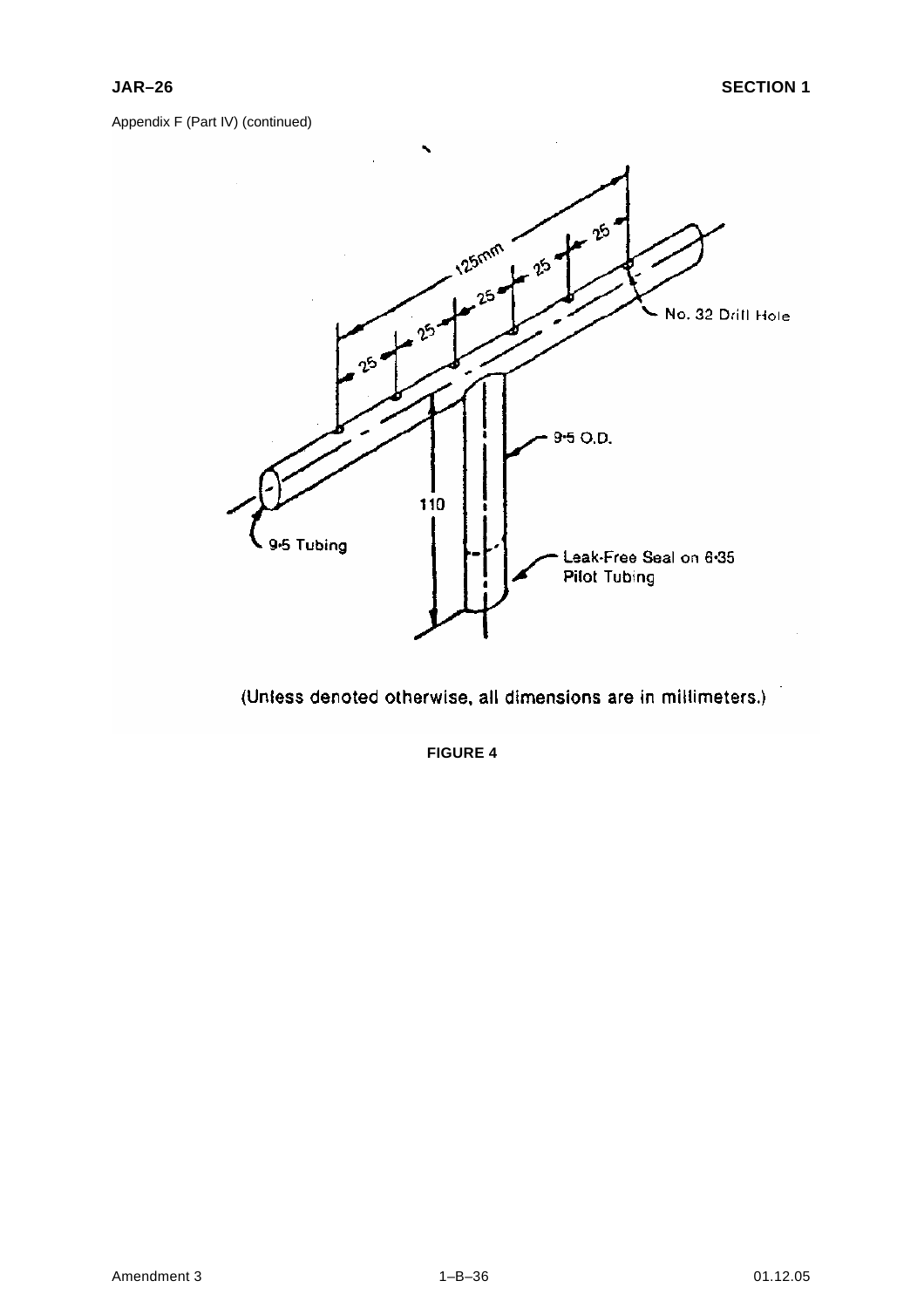Appendix F (Part IV) (continued)

125mm

25 25 25 25 25

No. 32 Drill Hole

9·5 O.D.

110

9·5 Tubing

Leak-Free Seal on 6·35 Pilot Tubing

(Unless denoted otherwise, all dimensions are in millimeters.)

**FIGURE 4**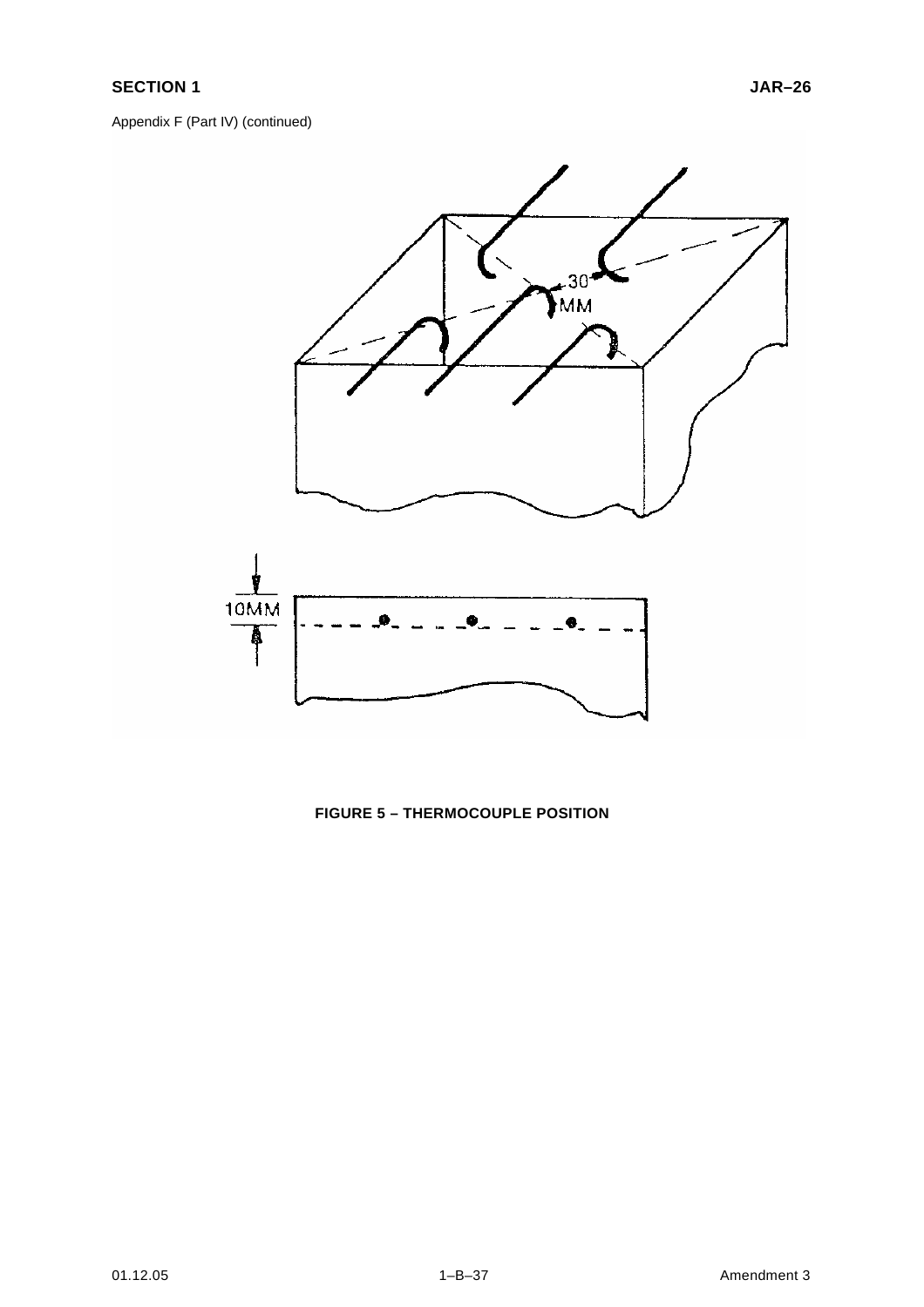Appendix F (Part IV) (continued)

30 MM

10MM

**FIGURE 5 – THERMOCOUPLE POSITION**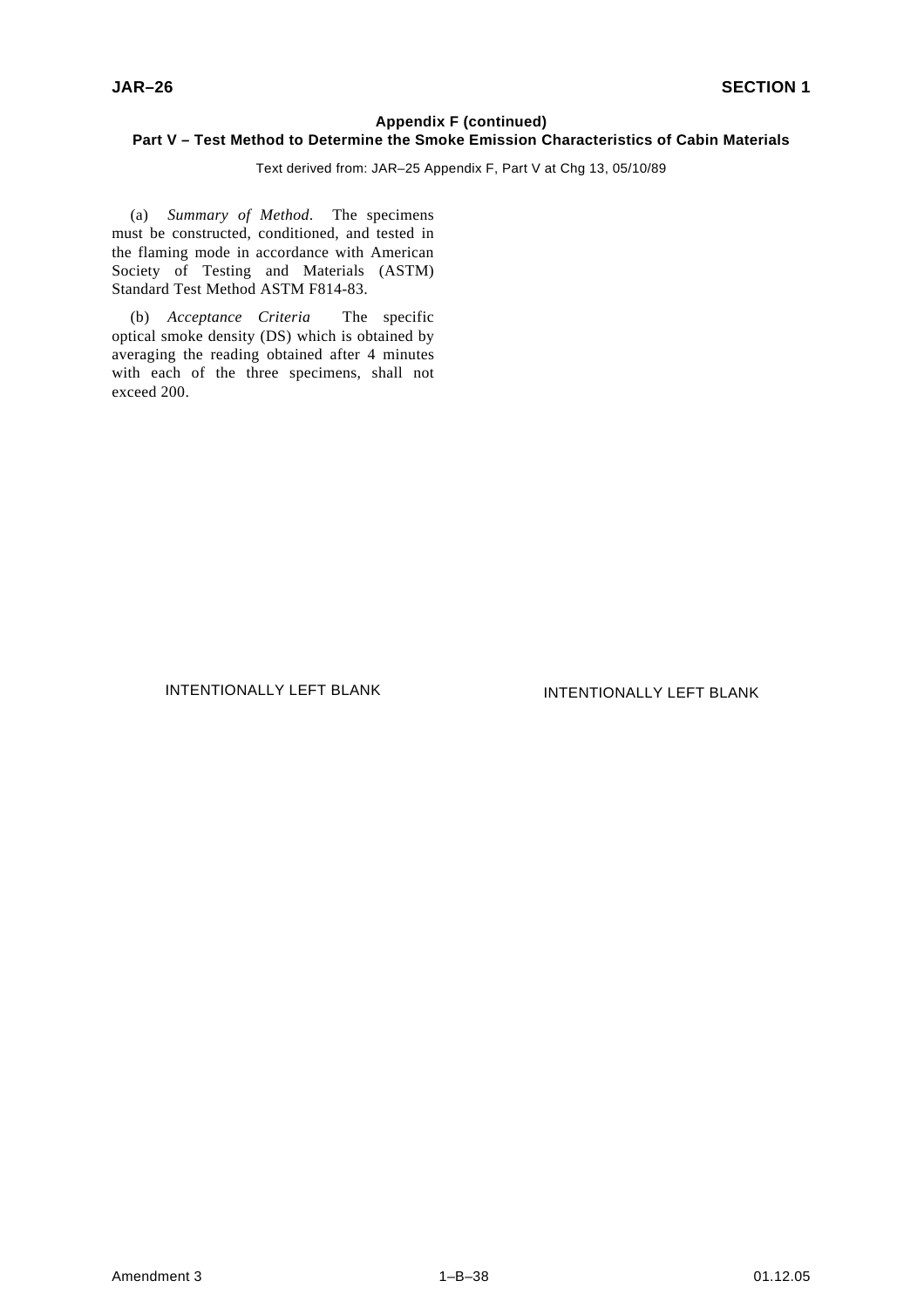## Appendix F (continued)

## Part V – Test Method to Determine the Smoke Emission Characteristics of Cabin Materials

Text derived from: JAR–25 Appendix F, Part V at Chg 13, 05/10/89

(a) *Summary of Method*. The specimens must be constructed, conditioned, and tested in the flaming mode in accordance with American Society of Testing and Materials (ASTM) Standard Test Method ASTM F814-83.

(b) *Acceptance Criteria* The specific optical smoke density (DS) which is obtained by averaging the reading obtained after 4 minutes with each of the three specimens, shall not exceed 200.

INTENTIONALLY LEFT BLANK

INTENTIONALLY LEFT BLANK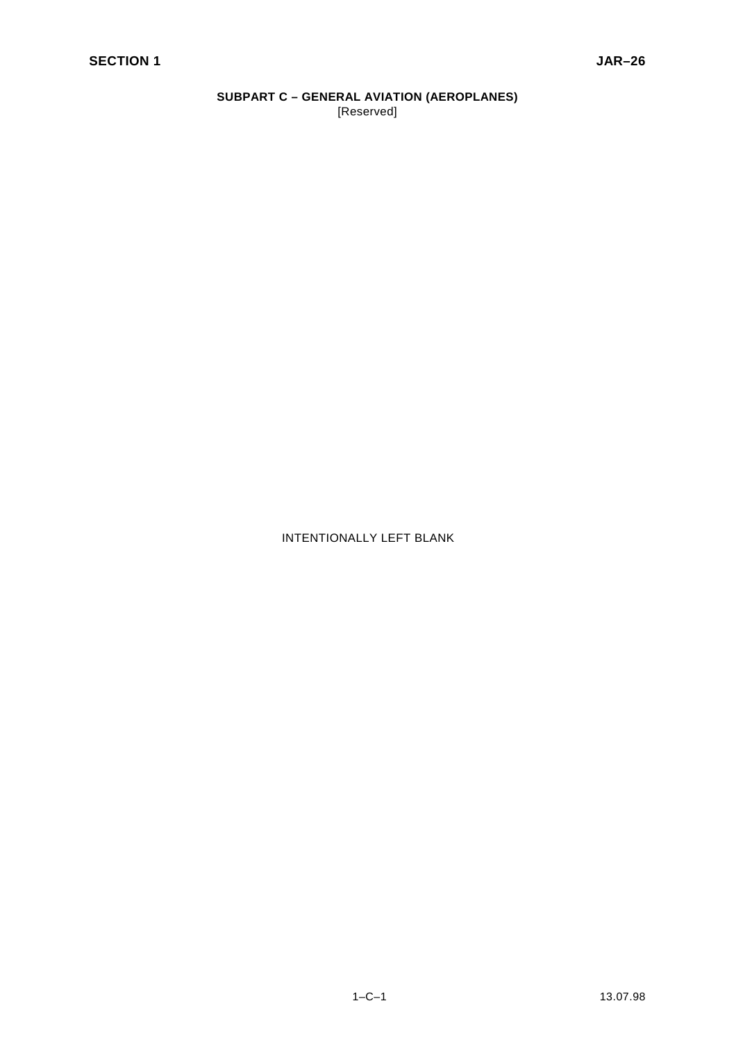## SUBPART C – GENERAL AVIATION (AEROPLANES)

[Reserved]

INTENTIONALLY LEFT BLANK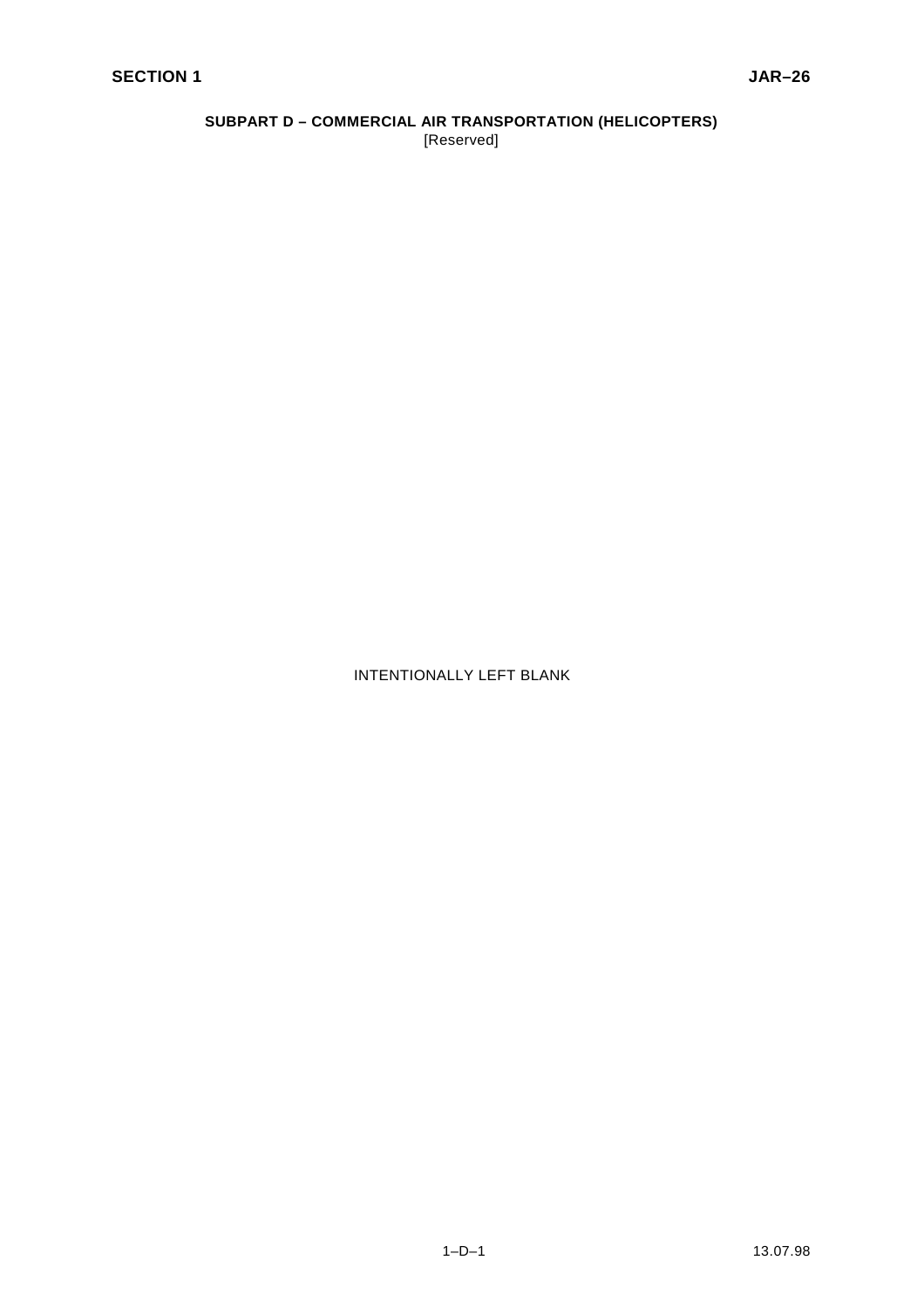## SUBPART D – COMMERCIAL AIR TRANSPORTATION (HELICOPTERS)

[Reserved]

INTENTIONALLY LEFT BLANK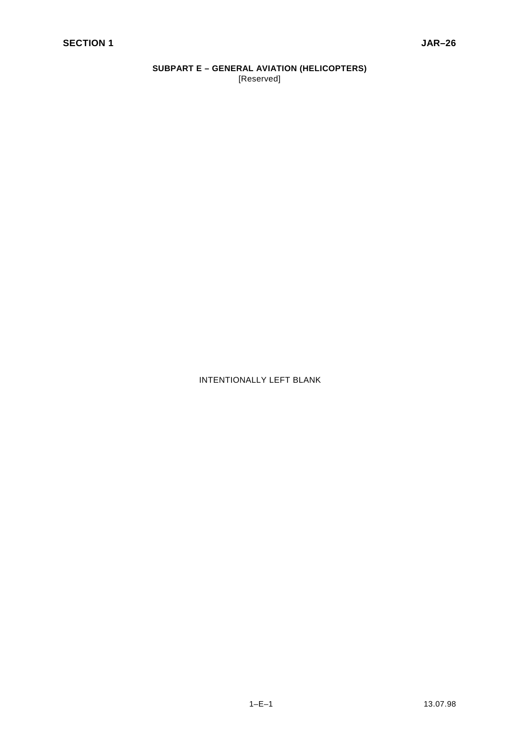## SUBPART E – GENERAL AVIATION (HELICOPTERS)

[Reserved]

INTENTIONALLY LEFT BLANK